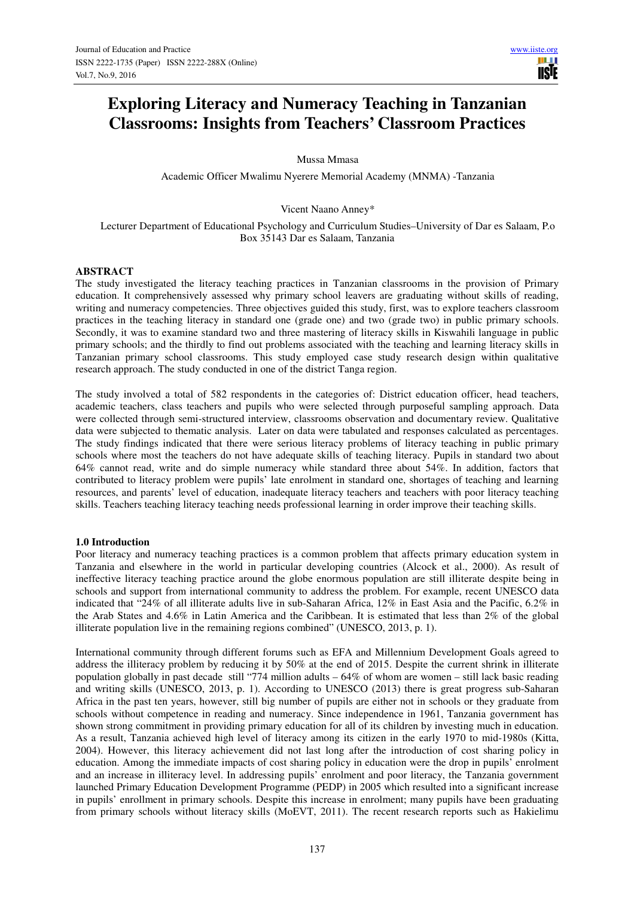# Exploring Literacy and Numeracy Teaching in Tanzanian Classrooms: Insights from Teachers' Classroom Practices

Mussa Mmasa

Academic Officer Mwalimu Nyerere Memorial Academy (MNMA) -Tanzania

Vicent Naano Anney*

Lecturer Department of Educational Psychology and Curriculum Studies–University of Dar es Salaam, P.o Box 35143 Dar es Salaam, Tanzania

## ABSTRACT

The study investigated the literacy teaching practices in Tanzanian classrooms in the provision of Primary education. It comprehensively assessed why primary school leavers are graduating without skills of reading, writing and numeracy competencies. Three objectives guided this study, first, was to explore teachers classroom practices in the teaching literacy in standard one (grade one) and two (grade two) in public primary schools. Secondly, it was to examine standard two and three mastering of literacy skills in Kiswahili language in public primary schools; and the thirdly to find out problems associated with the teaching and learning literacy skills in Tanzanian primary school classrooms. This study employed case study research design within qualitative research approach. The study conducted in one of the district Tanga region.

The study involved a total of 582 respondents in the categories of: District education officer, head teachers, academic teachers, class teachers and pupils who were selected through purposeful sampling approach. Data were collected through semi-structured interview, classrooms observation and documentary review. Qualitative data were subjected to thematic analysis. Later on data were tabulated and responses calculated as percentages. The study findings indicated that there were serious literacy problems of literacy teaching in public primary schools where most the teachers do not have adequate skills of teaching literacy. Pupils in standard two about 64% cannot read, write and do simple numeracy while standard three about 54%. In addition, factors that contributed to literacy problem were pupils' late enrolment in standard one, shortages of teaching and learning resources, and parents' level of education, inadequate literacy teachers and teachers with poor literacy teaching skills. Teachers teaching literacy teaching needs professional learning in order improve their teaching skills.

## 1.0 Introduction

Poor literacy and numeracy teaching practices is a common problem that affects primary education system in Tanzania and elsewhere in the world in particular developing countries (Alcock et al., 2000). As result of ineffective literacy teaching practice around the globe enormous population are still illiterate despite being in schools and support from international community to address the problem. For example, recent UNESCO data indicated that "24% of all illiterate adults live in sub-Saharan Africa, 12% in East Asia and the Pacific, 6.2% in the Arab States and 4.6% in Latin America and the Caribbean. It is estimated that less than 2% of the global illiterate population live in the remaining regions combined" (UNESCO, 2013, p. 1).

International community through different forums such as EFA and Millennium Development Goals agreed to address the illiteracy problem by reducing it by 50% at the end of 2015. Despite the current shrink in illiterate population globally in past decade still "774 million adults – 64% of whom are women – still lack basic reading and writing skills (UNESCO, 2013, p. 1). According to UNESCO (2013) there is great progress sub-Saharan Africa in the past ten years, however, still big number of pupils are either not in schools or they graduate from schools without competence in reading and numeracy. Since independence in 1961, Tanzania government has shown strong commitment in providing primary education for all of its children by investing much in education. As a result, Tanzania achieved high level of literacy among its citizen in the early 1970 to mid-1980s (Kitta, 2004). However, this literacy achievement did not last long after the introduction of cost sharing policy in education. Among the immediate impacts of cost sharing policy in education were the drop in pupils' enrolment and an increase in illiteracy level. In addressing pupils' enrolment and poor literacy, the Tanzania government launched Primary Education Development Programme (PEDP) in 2005 which resulted into a significant increase in pupils' enrollment in primary schools. Despite this increase in enrolment; many pupils have been graduating from primary schools without literacy skills (MoEVT, 2011). The recent research reports such as Hakielimu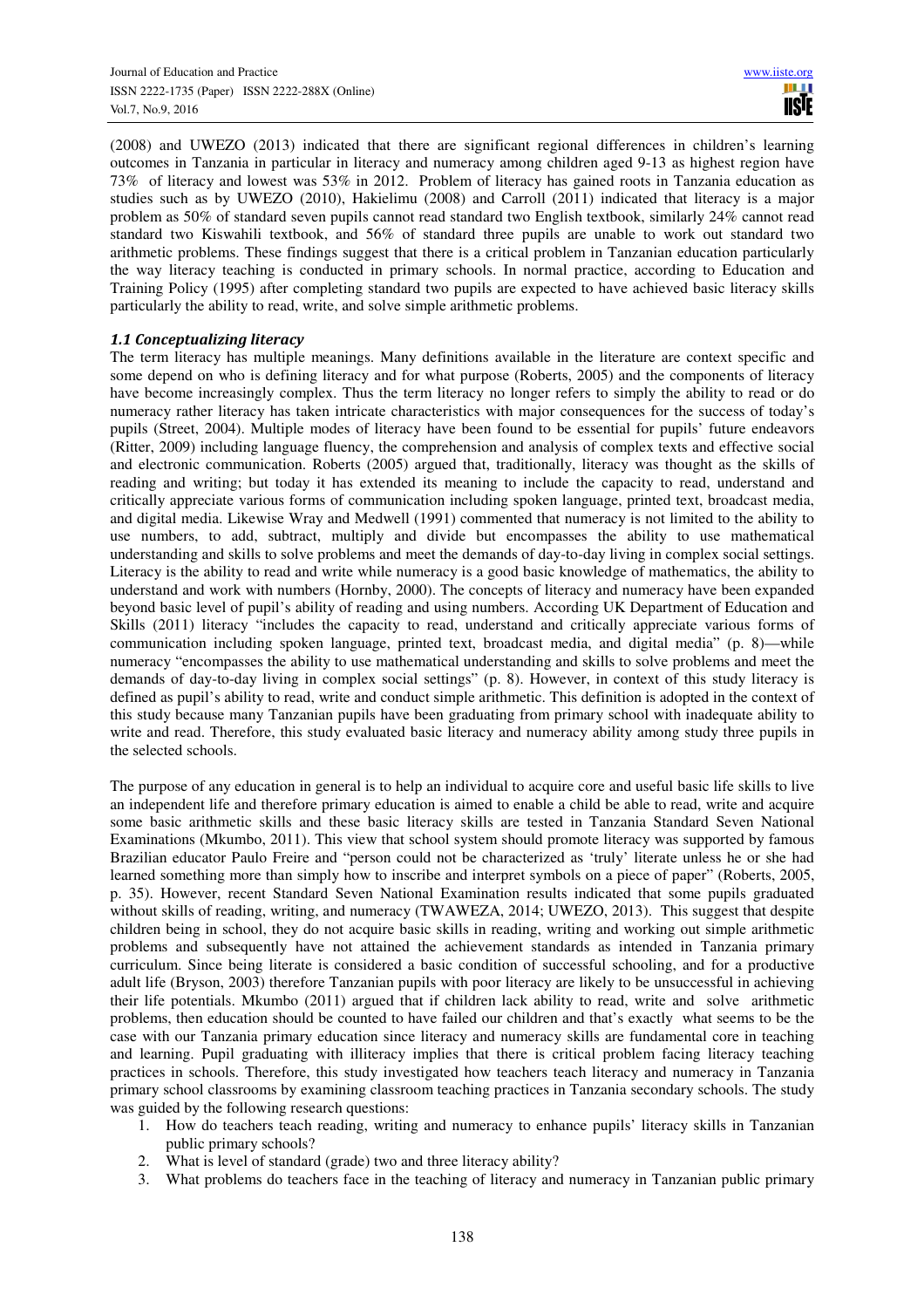(2008) and UWEZO (2013) indicated that there are significant regional differences in children's learning outcomes in Tanzania in particular in literacy and numeracy among children aged 9-13 as highest region have 73% of literacy and lowest was 53% in 2012. Problem of literacy has gained roots in Tanzania education as studies such as by UWEZO (2010), Hakielimu (2008) and Carroll (2011) indicated that literacy is a major problem as 50% of standard seven pupils cannot read standard two English textbook, similarly 24% cannot read standard two Kiswahili textbook, and 56% of standard three pupils are unable to work out standard two arithmetic problems. These findings suggest that there is a critical problem in Tanzanian education particularly the way literacy teaching is conducted in primary schools. In normal practice, according to Education and Training Policy (1995) after completing standard two pupils are expected to have achieved basic literacy skills particularly the ability to read, write, and solve simple arithmetic problems.

### *1.1 Conceptualizing literacy*

The term literacy has multiple meanings. Many definitions available in the literature are context specific and some depend on who is defining literacy and for what purpose (Roberts, 2005) and the components of literacy have become increasingly complex. Thus the term literacy no longer refers to simply the ability to read or do numeracy rather literacy has taken intricate characteristics with major consequences for the success of today's pupils (Street, 2004). Multiple modes of literacy have been found to be essential for pupils' future endeavors (Ritter, 2009) including language fluency, the comprehension and analysis of complex texts and effective social and electronic communication. Roberts (2005) argued that, traditionally, literacy was thought as the skills of reading and writing; but today it has extended its meaning to include the capacity to read, understand and critically appreciate various forms of communication including spoken language, printed text, broadcast media, and digital media. Likewise Wray and Medwell (1991) commented that numeracy is not limited to the ability to use numbers, to add, subtract, multiply and divide but encompasses the ability to use mathematical understanding and skills to solve problems and meet the demands of day-to-day living in complex social settings. Literacy is the ability to read and write while numeracy is a good basic knowledge of mathematics, the ability to understand and work with numbers (Hornby, 2000). The concepts of literacy and numeracy have been expanded beyond basic level of pupil's ability of reading and using numbers. According UK Department of Education and Skills (2011) literacy "includes the capacity to read, understand and critically appreciate various forms of communication including spoken language, printed text, broadcast media, and digital media" (p. 8)—while numeracy "encompasses the ability to use mathematical understanding and skills to solve problems and meet the demands of day-to-day living in complex social settings" (p. 8). However, in context of this study literacy is defined as pupil's ability to read, write and conduct simple arithmetic. This definition is adopted in the context of this study because many Tanzanian pupils have been graduating from primary school with inadequate ability to write and read. Therefore, this study evaluated basic literacy and numeracy ability among study three pupils in the selected schools.

The purpose of any education in general is to help an individual to acquire core and useful basic life skills to live an independent life and therefore primary education is aimed to enable a child be able to read, write and acquire some basic arithmetic skills and these basic literacy skills are tested in Tanzania Standard Seven National Examinations (Mkumbo, 2011). This view that school system should promote literacy was supported by famous Brazilian educator Paulo Freire and "person could not be characterized as 'truly' literate unless he or she had learned something more than simply how to inscribe and interpret symbols on a piece of paper" (Roberts, 2005, p. 35). However, recent Standard Seven National Examination results indicated that some pupils graduated without skills of reading, writing, and numeracy (TWAWEZA, 2014; UWEZO, 2013). This suggest that despite children being in school, they do not acquire basic skills in reading, writing and working out simple arithmetic problems and subsequently have not attained the achievement standards as intended in Tanzania primary curriculum. Since being literate is considered a basic condition of successful schooling, and for a productive adult life (Bryson, 2003) therefore Tanzanian pupils with poor literacy are likely to be unsuccessful in achieving their life potentials. Mkumbo (2011) argued that if children lack ability to read, write and solve arithmetic problems, then education should be counted to have failed our children and that's exactly what seems to be the case with our Tanzania primary education since literacy and numeracy skills are fundamental core in teaching and learning. Pupil graduating with illiteracy implies that there is critical problem facing literacy teaching practices in schools. Therefore, this study investigated how teachers teach literacy and numeracy in Tanzania primary school classrooms by examining classroom teaching practices in Tanzania secondary schools. The study was guided by the following research questions:

1. How do teachers teach reading, writing and numeracy to enhance pupils' literacy skills in Tanzanian public primary schools?
2. What is level of standard (grade) two and three literacy ability?
3. What problems do teachers face in the teaching of literacy and numeracy in Tanzanian public primary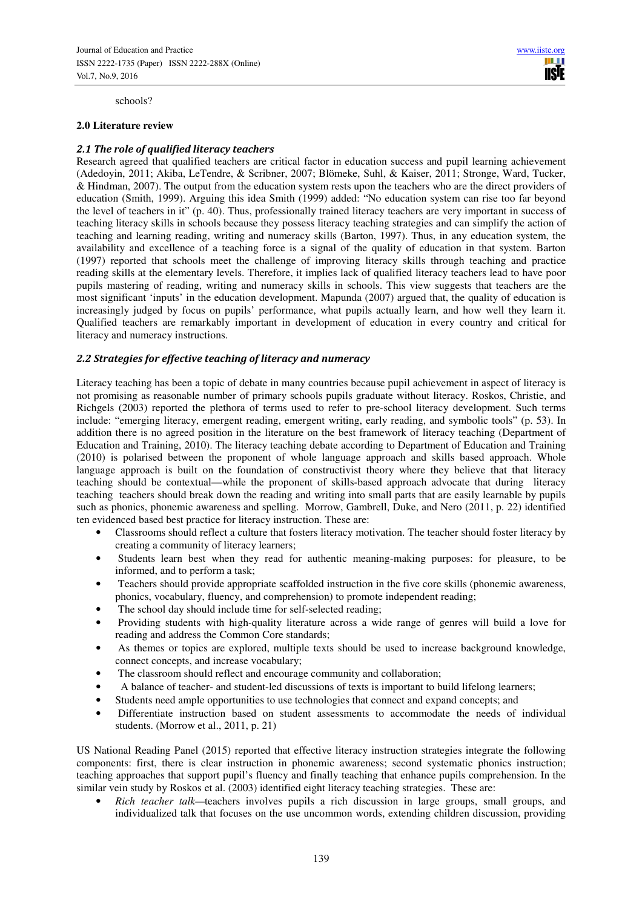schools?

## 2.0 Literature review

### *2.1 The role of qualified literacy teachers*

Research agreed that qualified teachers are critical factor in education success and pupil learning achievement (Adedoyin, 2011; Akiba, LeTendre, & Scribner, 2007; Blömeke, Suhl, & Kaiser, 2011; Stronge, Ward, Tucker, & Hindman, 2007). The output from the education system rests upon the teachers who are the direct providers of education (Smith, 1999). Arguing this idea Smith (1999) added: "No education system can rise too far beyond the level of teachers in it" (p. 40). Thus, professionally trained literacy teachers are very important in success of teaching literacy skills in schools because they possess literacy teaching strategies and can simplify the action of teaching and learning reading, writing and numeracy skills (Barton, 1997). Thus, in any education system, the availability and excellence of a teaching force is a signal of the quality of education in that system. Barton (1997) reported that schools meet the challenge of improving literacy skills through teaching and practice reading skills at the elementary levels. Therefore, it implies lack of qualified literacy teachers lead to have poor pupils mastering of reading, writing and numeracy skills in schools. This view suggests that teachers are the most significant 'inputs' in the education development. Mapunda (2007) argued that, the quality of education is increasingly judged by focus on pupils' performance, what pupils actually learn, and how well they learn it. Qualified teachers are remarkably important in development of education in every country and critical for literacy and numeracy instructions.

### *2.2 Strategies for effective teaching of literacy and numeracy*

Literacy teaching has been a topic of debate in many countries because pupil achievement in aspect of literacy is not promising as reasonable number of primary schools pupils graduate without literacy. Roskos, Christie, and Richgels (2003) reported the plethora of terms used to refer to pre-school literacy development. Such terms include: "emerging literacy, emergent reading, emergent writing, early reading, and symbolic tools" (p. 53). In addition there is no agreed position in the literature on the best framework of literacy teaching (Department of Education and Training, 2010). The literacy teaching debate according to Department of Education and Training (2010) is polarised between the proponent of whole language approach and skills based approach. Whole language approach is built on the foundation of constructivist theory where they believe that that literacy teaching should be contextual—while the proponent of skills-based approach advocate that during literacy teaching teachers should break down the reading and writing into small parts that are easily learnable by pupils such as phonics, phonemic awareness and spelling. Morrow, Gambrell, Duke, and Nero (2011, p. 22) identified ten evidenced based best practice for literacy instruction. These are:

- Classrooms should reflect a culture that fosters literacy motivation. The teacher should foster literacy by creating a community of literacy learners;
- Students learn best when they read for authentic meaning-making purposes: for pleasure, to be informed, and to perform a task;
- Teachers should provide appropriate scaffolded instruction in the five core skills (phonemic awareness, phonics, vocabulary, fluency, and comprehension) to promote independent reading;
- The school day should include time for self-selected reading;
- Providing students with high-quality literature across a wide range of genres will build a love for reading and address the Common Core standards;
- As themes or topics are explored, multiple texts should be used to increase background knowledge, connect concepts, and increase vocabulary;
- The classroom should reflect and encourage community and collaboration;
- A balance of teacher- and student-led discussions of texts is important to build lifelong learners;
- Students need ample opportunities to use technologies that connect and expand concepts; and
- Differentiate instruction based on student assessments to accommodate the needs of individual students. (Morrow et al., 2011, p. 21)

US National Reading Panel (2015) reported that effective literacy instruction strategies integrate the following components: first, there is clear instruction in phonemic awareness; second systematic phonics instruction; teaching approaches that support pupil's fluency and finally teaching that enhance pupils comprehension. In the similar vein study by Roskos et al. (2003) identified eight literacy teaching strategies. These are:

- *Rich teacher talk*—teachers involves pupils a rich discussion in large groups, small groups, and individualized talk that focuses on the use uncommon words, extending children discussion, providing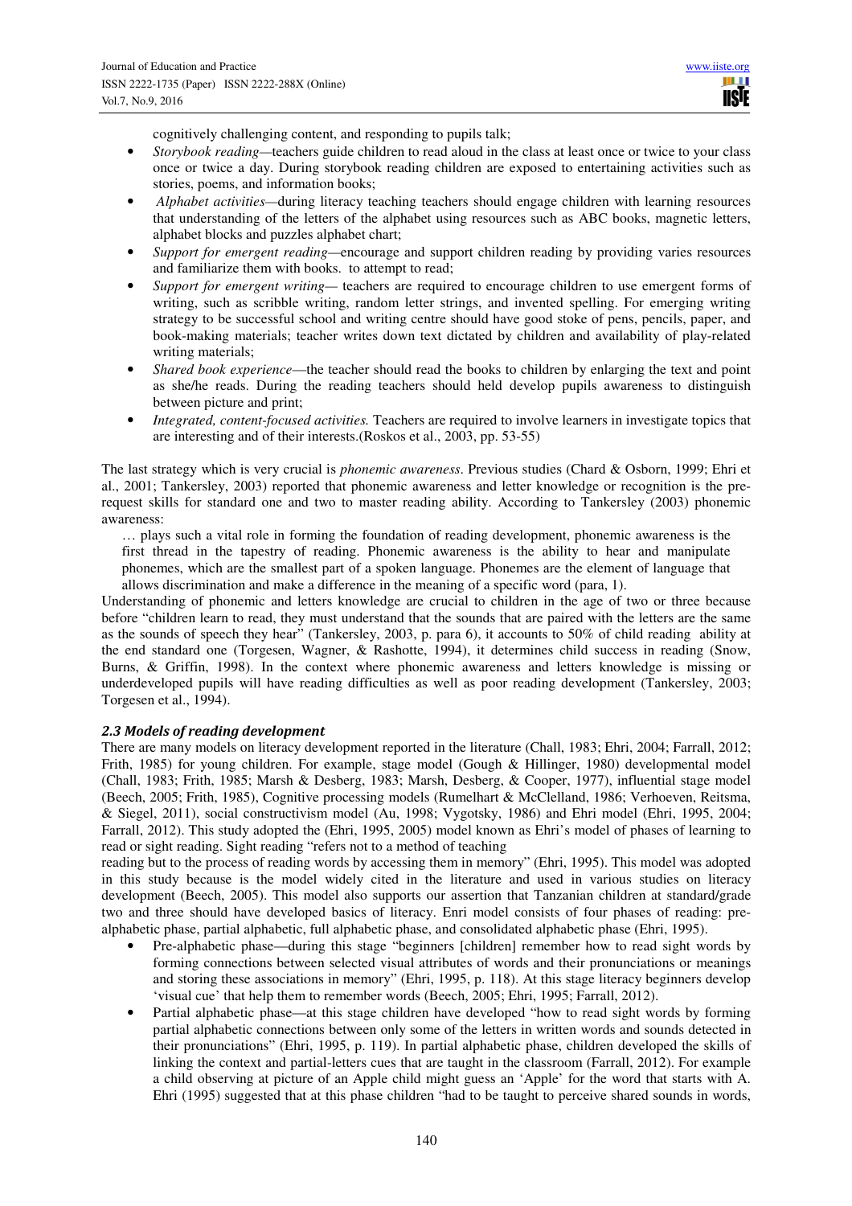cognitively challenging content, and responding to pupils talk;

- *Storybook reading*—teachers guide children to read aloud in the class at least once or twice to your class once or twice a day. During storybook reading children are exposed to entertaining activities such as stories, poems, and information books;
- *Alphabet activities*—during literacy teaching teachers should engage children with learning resources that understanding of the letters of the alphabet using resources such as ABC books, magnetic letters, alphabet blocks and puzzles alphabet chart;
- *Support for emergent reading*—encourage and support children reading by providing varies resources and familiarize them with books. to attempt to read;
- *Support for emergent writing*— teachers are required to encourage children to use emergent forms of writing, such as scribble writing, random letter strings, and invented spelling. For emerging writing strategy to be successful school and writing centre should have good stoke of pens, pencils, paper, and book-making materials; teacher writes down text dictated by children and availability of play-related writing materials;
- *Shared book experience*—the teacher should read the books to children by enlarging the text and point as she/he reads. During the reading teachers should held develop pupils awareness to distinguish between picture and print;
- *Integrated, content-focused activities.* Teachers are required to involve learners in investigate topics that are interesting and of their interests.(Roskos et al., 2003, pp. 53-55)

The last strategy which is very crucial is *phonemic awareness*. Previous studies (Chard & Osborn, 1999; Ehri et al., 2001; Tankersley, 2003) reported that phonemic awareness and letter knowledge or recognition is the pre-request skills for standard one and two to master reading ability. According to Tankersley (2003) phonemic awareness:

> … plays such a vital role in forming the foundation of reading development, phonemic awareness is the first thread in the tapestry of reading. Phonemic awareness is the ability to hear and manipulate phonemes, which are the smallest part of a spoken language. Phonemes are the element of language that allows discrimination and make a difference in the meaning of a specific word (para, 1).

Understanding of phonemic and letters knowledge are crucial to children in the age of two or three because before "children learn to read, they must understand that the sounds that are paired with the letters are the same as the sounds of speech they hear" (Tankersley, 2003, p. para 6), it accounts to 50% of child reading ability at the end standard one (Torgesen, Wagner, & Rashotte, 1994), it determines child success in reading (Snow, Burns, & Griffin, 1998). In the context where phonemic awareness and letters knowledge is missing or underdeveloped pupils will have reading difficulties as well as poor reading development (Tankersley, 2003; Torgesen et al., 1994).

### *2.3 Models of reading development*

There are many models on literacy development reported in the literature (Chall, 1983; Ehri, 2004; Farrall, 2012; Frith, 1985) for young children. For example, stage model (Gough & Hillinger, 1980) developmental model (Chall, 1983; Frith, 1985; Marsh & Desberg, 1983; Marsh, Desberg, & Cooper, 1977), influential stage model (Beech, 2005; Frith, 1985), Cognitive processing models (Rumelhart & McClelland, 1986; Verhoeven, Reitsma, & Siegel, 2011), social constructivism model (Au, 1998; Vygotsky, 1986) and Ehri model (Ehri, 1995, 2004; Farrall, 2012). This study adopted the (Ehri, 1995, 2005) model known as Ehri's model of phases of learning to read or sight reading. Sight reading "refers not to a method of teaching reading but to the process of reading words by accessing them in memory" (Ehri, 1995). This model was adopted in this study because is the model widely cited in the literature and used in various studies on literacy development (Beech, 2005). This model also supports our assertion that Tanzanian children at standard/grade two and three should have developed basics of literacy. Enri model consists of four phases of reading: pre-alphabetic phase, partial alphabetic, full alphabetic phase, and consolidated alphabetic phase (Ehri, 1995).

- Pre-alphabetic phase—during this stage "beginners [children] remember how to read sight words by forming connections between selected visual attributes of words and their pronunciations or meanings and storing these associations in memory" (Ehri, 1995, p. 118). At this stage literacy beginners develop 'visual cue' that help them to remember words (Beech, 2005; Ehri, 1995; Farrall, 2012).
- Partial alphabetic phase—at this stage children have developed "how to read sight words by forming partial alphabetic connections between only some of the letters in written words and sounds detected in their pronunciations" (Ehri, 1995, p. 119). In partial alphabetic phase, children developed the skills of linking the context and partial-letters cues that are taught in the classroom (Farrall, 2012). For example a child observing at picture of an Apple child might guess an 'Apple' for the word that starts with A. Ehri (1995) suggested that at this phase children "had to be taught to perceive shared sounds in words,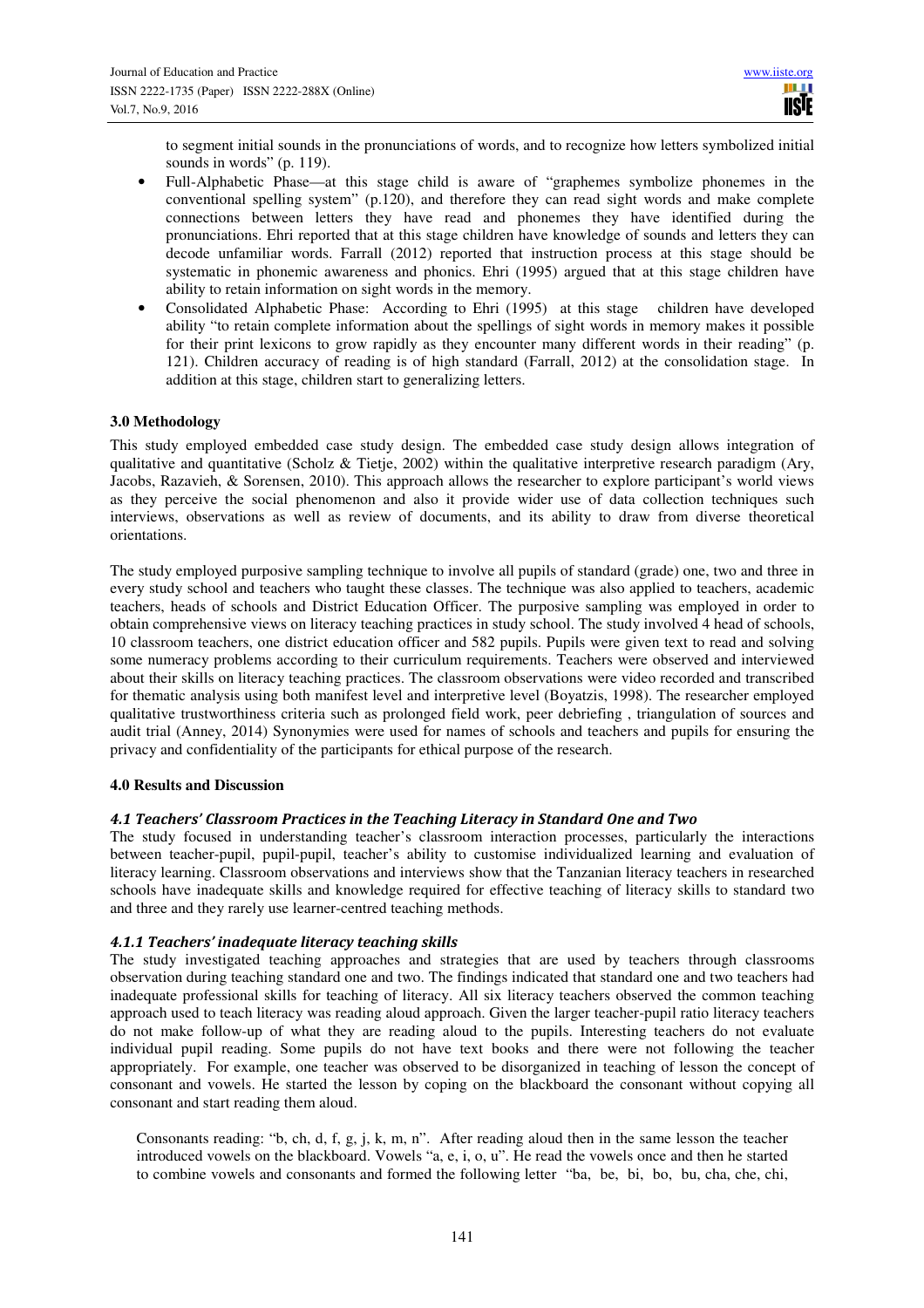to segment initial sounds in the pronunciations of words, and to recognize how letters symbolized initial sounds in words" (p. 119).

- Full-Alphabetic Phase—at this stage child is aware of "graphemes symbolize phonemes in the conventional spelling system" (p.120), and therefore they can read sight words and make complete connections between letters they have read and phonemes they have identified during the pronunciations. Ehri reported that at this stage children have knowledge of sounds and letters they can decode unfamiliar words. Farrall (2012) reported that instruction process at this stage should be systematic in phonemic awareness and phonics. Ehri (1995) argued that at this stage children have ability to retain information on sight words in the memory.
- Consolidated Alphabetic Phase: According to Ehri (1995) at this stage children have developed ability "to retain complete information about the spellings of sight words in memory makes it possible for their print lexicons to grow rapidly as they encounter many different words in their reading" (p. 121). Children accuracy of reading is of high standard (Farrall, 2012) at the consolidation stage. In addition at this stage, children start to generalizing letters.

## 3.0 Methodology

This study employed embedded case study design. The embedded case study design allows integration of qualitative and quantitative (Scholz & Tietje, 2002) within the qualitative interpretive research paradigm (Ary, Jacobs, Razavieh, & Sorensen, 2010). This approach allows the researcher to explore participant's world views as they perceive the social phenomenon and also it provide wider use of data collection techniques such interviews, observations as well as review of documents, and its ability to draw from diverse theoretical orientations.

The study employed purposive sampling technique to involve all pupils of standard (grade) one, two and three in every study school and teachers who taught these classes. The technique was also applied to teachers, academic teachers, heads of schools and District Education Officer. The purposive sampling was employed in order to obtain comprehensive views on literacy teaching practices in study school. The study involved 4 head of schools, 10 classroom teachers, one district education officer and 582 pupils. Pupils were given text to read and solving some numeracy problems according to their curriculum requirements. Teachers were observed and interviewed about their skills on literacy teaching practices. The classroom observations were video recorded and transcribed for thematic analysis using both manifest level and interpretive level (Boyatzis, 1998). The researcher employed qualitative trustworthiness criteria such as prolonged field work, peer debriefing , triangulation of sources and audit trial (Anney, 2014) Synonymies were used for names of schools and teachers and pupils for ensuring the privacy and confidentiality of the participants for ethical purpose of the research.

## 4.0 Results and Discussion

### *4.1 Teachers' Classroom Practices in the Teaching Literacy in Standard One and Two*

The study focused in understanding teacher's classroom interaction processes, particularly the interactions between teacher-pupil, pupil-pupil, teacher's ability to customise individualized learning and evaluation of literacy learning. Classroom observations and interviews show that the Tanzanian literacy teachers in researched schools have inadequate skills and knowledge required for effective teaching of literacy skills to standard two and three and they rarely use learner-centred teaching methods.

### *4.1.1 Teachers' inadequate literacy teaching skills*

The study investigated teaching approaches and strategies that are used by teachers through classrooms observation during teaching standard one and two. The findings indicated that standard one and two teachers had inadequate professional skills for teaching of literacy. All six literacy teachers observed the common teaching approach used to teach literacy was reading aloud approach. Given the larger teacher-pupil ratio literacy teachers do not make follow-up of what they are reading aloud to the pupils. Interesting teachers do not evaluate individual pupil reading. Some pupils do not have text books and there were not following the teacher appropriately. For example, one teacher was observed to be disorganized in teaching of lesson the concept of consonant and vowels. He started the lesson by coping on the blackboard the consonant without copying all consonant and start reading them aloud.

> Consonants reading: "b, ch, d, f, g, j, k, m, n". After reading aloud then in the same lesson the teacher introduced vowels on the blackboard. Vowels "a, e, i, o, u". He read the vowels once and then he started to combine vowels and consonants and formed the following letter "ba, be, bi, bo, bu, cha, che, chi,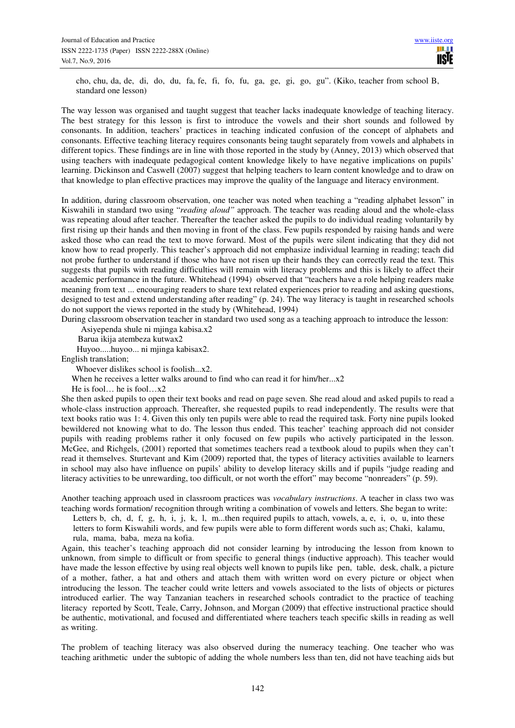cho, chu, da, de, di, do, du, fa, fe, fi, fo, fu, ga, ge, gi, go, gu". (Kiko, teacher from school B, standard one lesson)

The way lesson was organised and taught suggest that teacher lacks inadequate knowledge of teaching literacy. The best strategy for this lesson is first to introduce the vowels and their short sounds and followed by consonants. In addition, teachers' practices in teaching indicated confusion of the concept of alphabets and consonants. Effective teaching literacy requires consonants being taught separately from vowels and alphabets in different topics. These findings are in line with those reported in the study by (Anney, 2013) which observed that using teachers with inadequate pedagogical content knowledge likely to have negative implications on pupils' learning. Dickinson and Caswell (2007) suggest that helping teachers to learn content knowledge and to draw on that knowledge to plan effective practices may improve the quality of the language and literacy environment.

In addition, during classroom observation, one teacher was noted when teaching a "reading alphabet lesson" in Kiswahili in standard two using "*reading aloud"* approach. The teacher was reading aloud and the whole-class was repeating aloud after teacher. Thereafter the teacher asked the pupils to do individual reading voluntarily by first rising up their hands and then moving in front of the class. Few pupils responded by raising hands and were asked those who can read the text to move forward. Most of the pupils were silent indicating that they did not know how to read properly. This teacher's approach did not emphasize individual learning in reading; teach did not probe further to understand if those who have not risen up their hands they can correctly read the text. This suggests that pupils with reading difficulties will remain with literacy problems and this is likely to affect their academic performance in the future. Whitehead (1994) observed that "teachers have a role helping readers make meaning from text ... encouraging readers to share text related experiences prior to reading and asking questions, designed to test and extend understanding after reading" (p. 24). The way literacy is taught in researched schools do not support the views reported in the study by (Whitehead, 1994)

During classroom observation teacher in standard two used song as a teaching approach to introduce the lesson:

Asiyependa shule ni mjinga kabisa.x2
Barua ikija atembeza kutwax2
Huyoo.....huyoo... ni mjinga kabisax2.

English translation;

Whoever dislikes school is foolish...x2.
When he receives a letter walks around to find who can read it for him/her...x2
He is fool… he is fool…x2

She then asked pupils to open their text books and read on page seven. She read aloud and asked pupils to read a whole-class instruction approach. Thereafter, she requested pupils to read independently. The results were that text books ratio was 1: 4. Given this only ten pupils were able to read the required task. Forty nine pupils looked bewildered not knowing what to do. The lesson thus ended. This teacher' teaching approach did not consider pupils with reading problems rather it only focused on few pupils who actively participated in the lesson. McGee, and Richgels, (2001) reported that sometimes teachers read a textbook aloud to pupils when they can't read it themselves. Sturtevant and Kim (2009) reported that, the types of literacy activities available to learners in school may also have influence on pupils' ability to develop literacy skills and if pupils "judge reading and literacy activities to be unrewarding, too difficult, or not worth the effort" may become "nonreaders" (p. 59).

Another teaching approach used in classroom practices was *vocabulary instructions*. A teacher in class two was teaching words formation/ recognition through writing a combination of vowels and letters. She began to write:

Letters b, ch, d, f, g, h, i, j, k, l, m...then required pupils to attach, vowels, a, e, i, o, u, into these letters to form Kiswahili words, and few pupils were able to form different words such as; Chaki, kalamu, rula, mama, baba, meza na kofia.

Again, this teacher's teaching approach did not consider learning by introducing the lesson from known to unknown, from simple to difficult or from specific to general things (inductive approach). This teacher would have made the lesson effective by using real objects well known to pupils like pen, table, desk, chalk, a picture of a mother, father, a hat and others and attach them with written word on every picture or object when introducing the lesson. The teacher could write letters and vowels associated to the lists of objects or pictures introduced earlier. The way Tanzanian teachers in researched schools contradict to the practice of teaching literacy reported by Scott, Teale, Carry, Johnson, and Morgan (2009) that effective instructional practice should be authentic, motivational, and focused and differentiated where teachers teach specific skills in reading as well as writing.

The problem of teaching literacy was also observed during the numeracy teaching. One teacher who was teaching arithmetic under the subtopic of adding the whole numbers less than ten, did not have teaching aids but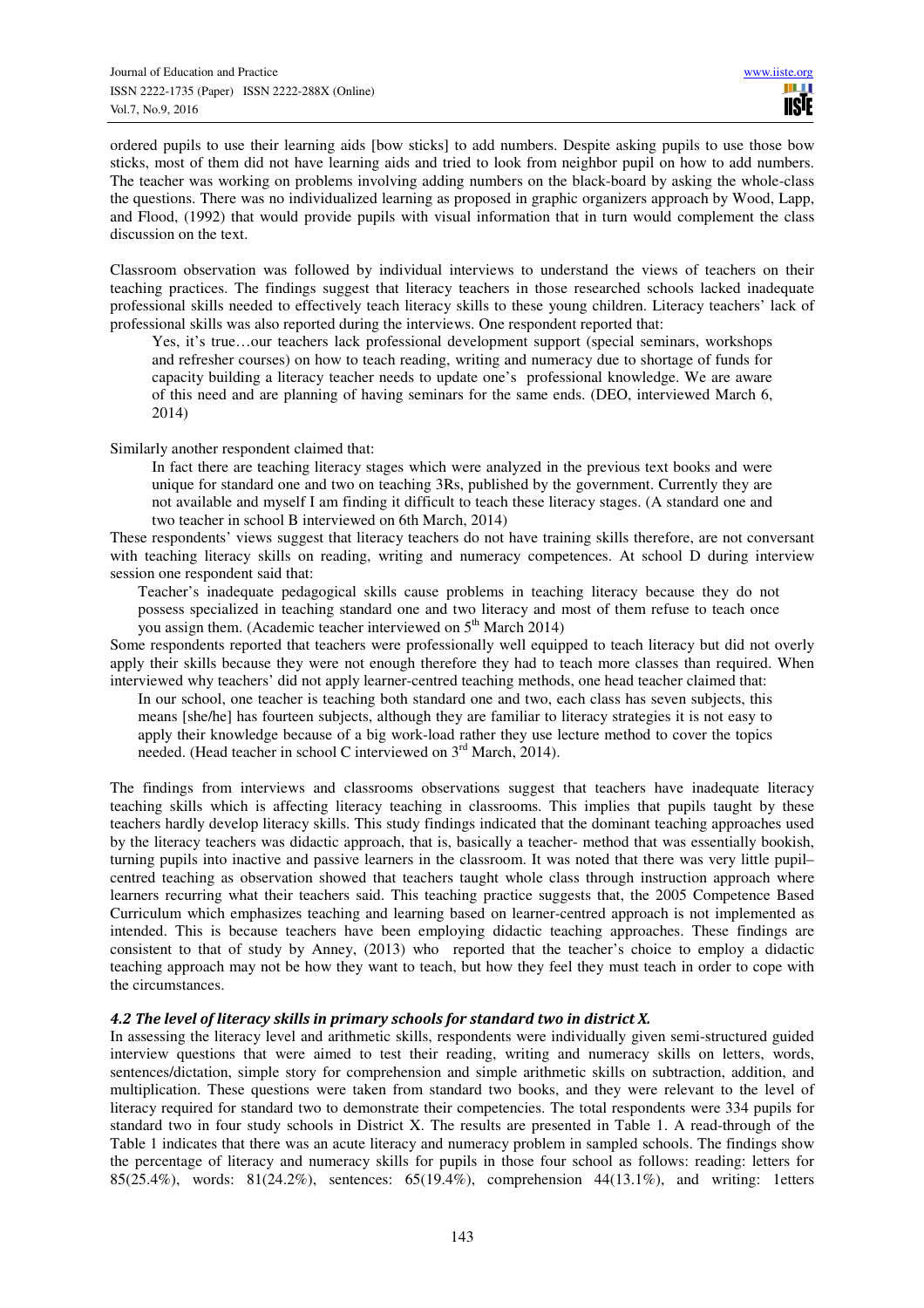ordered pupils to use their learning aids [bow sticks] to add numbers. Despite asking pupils to use those bow sticks, most of them did not have learning aids and tried to look from neighbor pupil on how to add numbers. The teacher was working on problems involving adding numbers on the black-board by asking the whole-class the questions. There was no individualized learning as proposed in graphic organizers approach by Wood, Lapp, and Flood, (1992) that would provide pupils with visual information that in turn would complement the class discussion on the text.

Classroom observation was followed by individual interviews to understand the views of teachers on their teaching practices. The findings suggest that literacy teachers in those researched schools lacked inadequate professional skills needed to effectively teach literacy skills to these young children. Literacy teachers' lack of professional skills was also reported during the interviews. One respondent reported that:

> Yes, it's true…our teachers lack professional development support (special seminars, workshops and refresher courses) on how to teach reading, writing and numeracy due to shortage of funds for capacity building a literacy teacher needs to update one's professional knowledge. We are aware of this need and are planning of having seminars for the same ends. (DEO, interviewed March 6, 2014)

Similarly another respondent claimed that:

> In fact there are teaching literacy stages which were analyzed in the previous text books and were unique for standard one and two on teaching 3Rs, published by the government. Currently they are not available and myself I am finding it difficult to teach these literacy stages. (A standard one and two teacher in school B interviewed on 6th March, 2014)

These respondents' views suggest that literacy teachers do not have training skills therefore, are not conversant with teaching literacy skills on reading, writing and numeracy competences. At school D during interview session one respondent said that:

> Teacher's inadequate pedagogical skills cause problems in teaching literacy because they do not possess specialized in teaching standard one and two literacy and most of them refuse to teach once you assign them. (Academic teacher interviewed on 5th March 2014)

Some respondents reported that teachers were professionally well equipped to teach literacy but did not overly apply their skills because they were not enough therefore they had to teach more classes than required. When interviewed why teachers' did not apply learner-centred teaching methods, one head teacher claimed that:

> In our school, one teacher is teaching both standard one and two, each class has seven subjects, this means [she/he] has fourteen subjects, although they are familiar to literacy strategies it is not easy to apply their knowledge because of a big work-load rather they use lecture method to cover the topics needed. (Head teacher in school C interviewed on 3rd March, 2014).

The findings from interviews and classrooms observations suggest that teachers have inadequate literacy teaching skills which is affecting literacy teaching in classrooms. This implies that pupils taught by these teachers hardly develop literacy skills. This study findings indicated that the dominant teaching approaches used by the literacy teachers was didactic approach, that is, basically a teacher- method that was essentially bookish, turning pupils into inactive and passive learners in the classroom. It was noted that there was very little pupil–centred teaching as observation showed that teachers taught whole class through instruction approach where learners recurring what their teachers said. This teaching practice suggests that, the 2005 Competence Based Curriculum which emphasizes teaching and learning based on learner-centred approach is not implemented as intended. This is because teachers have been employing didactic teaching approaches. These findings are consistent to that of study by Anney, (2013) who reported that the teacher's choice to employ a didactic teaching approach may not be how they want to teach, but how they feel they must teach in order to cope with the circumstances.

### *4.2 The level of literacy skills in primary schools for standard two in district X.*

In assessing the literacy level and arithmetic skills, respondents were individually given semi-structured guided interview questions that were aimed to test their reading, writing and numeracy skills on letters, words, sentences/dictation, simple story for comprehension and simple arithmetic skills on subtraction, addition, and multiplication. These questions were taken from standard two books, and they were relevant to the level of literacy required for standard two to demonstrate their competencies. The total respondents were 334 pupils for standard two in four study schools in District X. The results are presented in Table 1. A read-through of the Table 1 indicates that there was an acute literacy and numeracy problem in sampled schools. The findings show the percentage of literacy and numeracy skills for pupils in those four school as follows: reading: letters for 85(25.4%), words: 81(24.2%), sentences: 65(19.4%), comprehension 44(13.1%), and writing: 1etters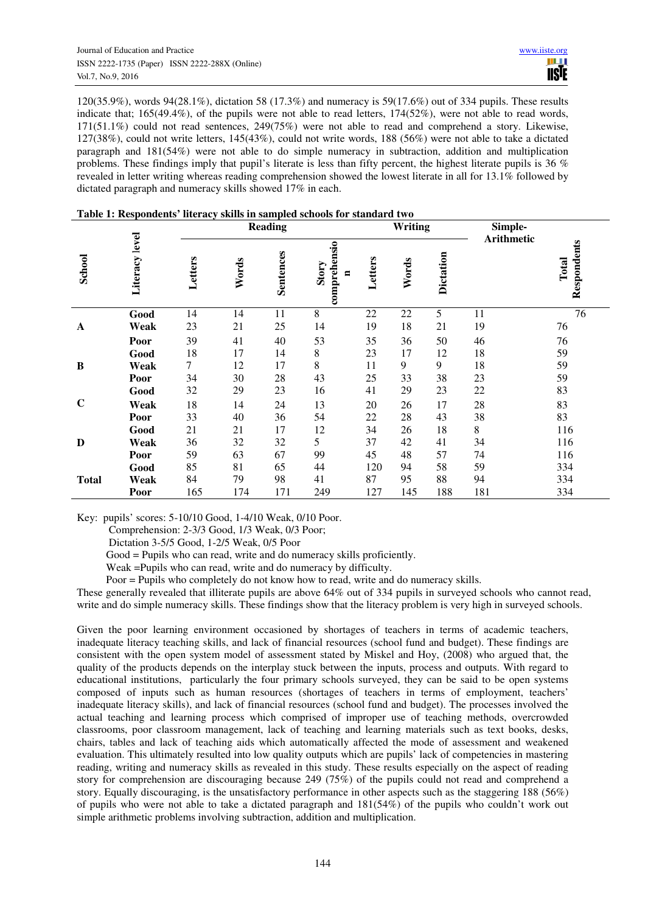120(35.9%), words 94(28.1%), dictation 58 (17.3%) and numeracy is 59(17.6%) out of 334 pupils. These results indicate that; 165(49.4%), of the pupils were not able to read letters, 174(52%), were not able to read words, 171(51.1%) could not read sentences, 249(75%) were not able to read and comprehend a story. Likewise, 127(38%), could not write letters, 145(43%), could not write words, 188 (56%) were not able to take a dictated paragraph and 181(54%) were not able to do simple numeracy in subtraction, addition and multiplication problems. These findings imply that pupil's literate is less than fifty percent, the highest literate pupils is 36 % revealed in letter writing whereas reading comprehension showed the lowest literate in all for 13.1% followed by dictated paragraph and numeracy skills showed 17% in each.

**Table 1: Respondents' literacy skills in sampled schools for standard two**

| School | Literacy level | Reading | | | | Writing | | | Simple-Arithmetic | Total Respondents |
|---|---|---|---|---|---|---|---|---|---|---|
| | | Letters | Words | Sentences | Story comprehension | Letters | Words | Dictation | | |
| A | Good | 14 | 14 | 11 | 8 | 22 | 22 | 5 | 11 | 76 |
| | Weak | 23 | 21 | 25 | 14 | 19 | 18 | 21 | 19 | 76 |
| | Poor | 39 | 41 | 40 | 53 | 35 | 36 | 50 | 46 | 76 |
| B | Good | 18 | 17 | 14 | 8 | 23 | 17 | 12 | 18 | 59 |
| | Weak | 7 | 12 | 17 | 8 | 11 | 9 | 9 | 18 | 59 |
| | Poor | 34 | 30 | 28 | 43 | 25 | 33 | 38 | 23 | 59 |
| C | Good | 32 | 29 | 23 | 16 | 41 | 29 | 23 | 22 | 83 |
| | Weak | 18 | 14 | 24 | 13 | 20 | 26 | 17 | 28 | 83 |
| | Poor | 33 | 40 | 36 | 54 | 22 | 28 | 43 | 38 | 83 |
| D | Good | 21 | 21 | 17 | 12 | 34 | 26 | 18 | 8 | 116 |
| | Weak | 36 | 32 | 32 | 5 | 37 | 42 | 41 | 34 | 116 |
| | Poor | 59 | 63 | 67 | 99 | 45 | 48 | 57 | 74 | 116 |
| Total | Good | 85 | 81 | 65 | 44 | 120 | 94 | 58 | 59 | 334 |
| | Weak | 84 | 79 | 98 | 41 | 87 | 95 | 88 | 94 | 334 |
| | Poor | 165 | 174 | 171 | 249 | 127 | 145 | 188 | 181 | 334 |

Key: pupils' scores: 5-10/10 Good, 1-4/10 Weak, 0/10 Poor.
Comprehension: 2-3/3 Good, 1/3 Weak, 0/3 Poor;
Dictation 3-5/5 Good, 1-2/5 Weak, 0/5 Poor
Good = Pupils who can read, write and do numeracy skills proficiently.
Weak =Pupils who can read, write and do numeracy by difficulty.
Poor = Pupils who completely do not know how to read, write and do numeracy skills.

These generally revealed that illiterate pupils are above 64% out of 334 pupils in surveyed schools who cannot read, write and do simple numeracy skills. These findings show that the literacy problem is very high in surveyed schools.

Given the poor learning environment occasioned by shortages of teachers in terms of academic teachers, inadequate literacy teaching skills, and lack of financial resources (school fund and budget). These findings are consistent with the open system model of assessment stated by Miskel and Hoy, (2008) who argued that, the quality of the products depends on the interplay stuck between the inputs, process and outputs. With regard to educational institutions, particularly the four primary schools surveyed, they can be said to be open systems composed of inputs such as human resources (shortages of teachers in terms of employment, teachers' inadequate literacy skills), and lack of financial resources (school fund and budget). The processes involved the actual teaching and learning process which comprised of improper use of teaching methods, overcrowded classrooms, poor classroom management, lack of teaching and learning materials such as text books, desks, chairs, tables and lack of teaching aids which automatically affected the mode of assessment and weakened evaluation. This ultimately resulted into low quality outputs which are pupils' lack of competencies in mastering reading, writing and numeracy skills as revealed in this study. These results especially on the aspect of reading story for comprehension are discouraging because 249 (75%) of the pupils could not read and comprehend a story. Equally discouraging, is the unsatisfactory performance in other aspects such as the staggering 188 (56%) of pupils who were not able to take a dictated paragraph and 181(54%) of the pupils who couldn't work out simple arithmetic problems involving subtraction, addition and multiplication.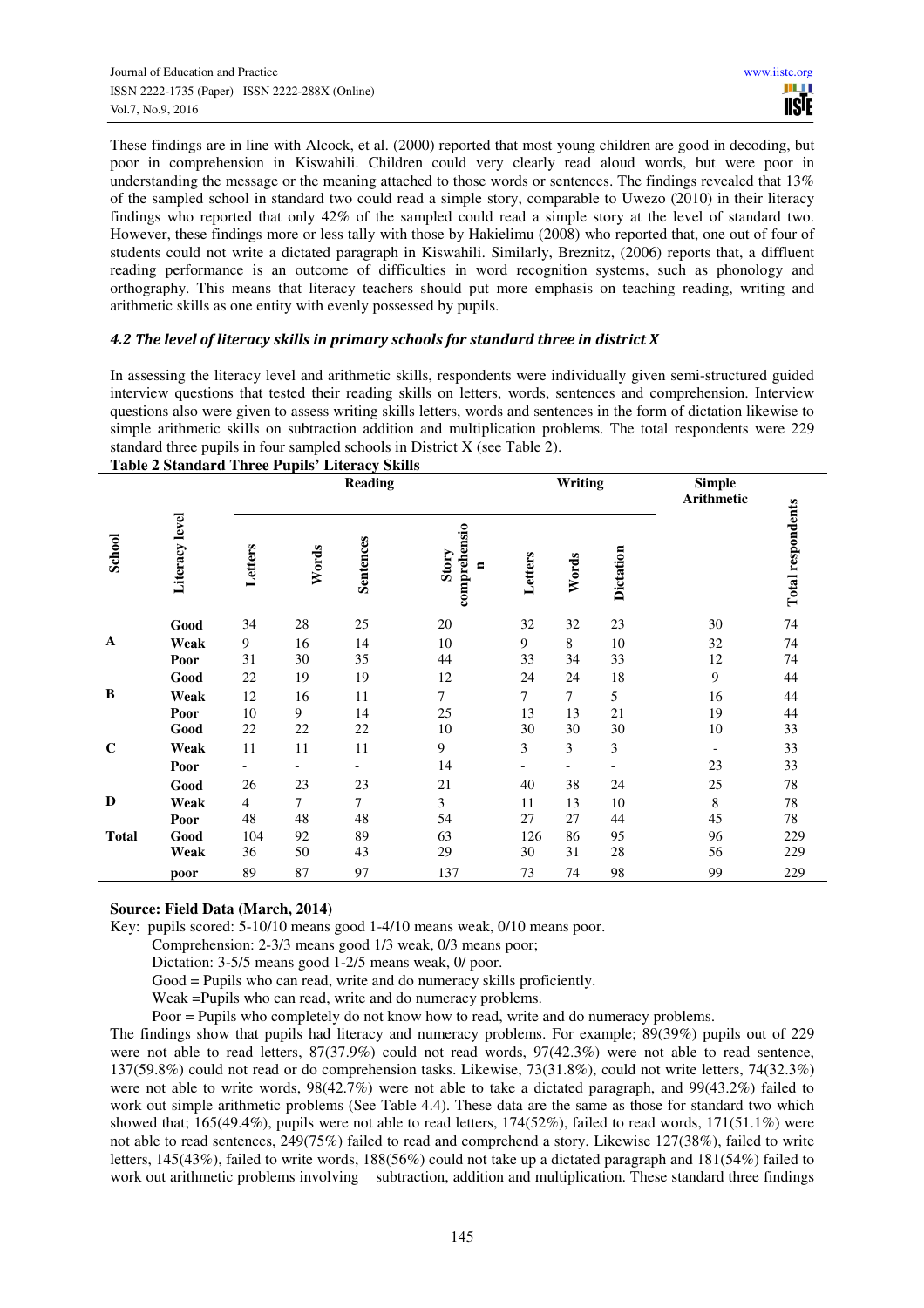These findings are in line with Alcock, et al. (2000) reported that most young children are good in decoding, but poor in comprehension in Kiswahili. Children could very clearly read aloud words, but were poor in understanding the message or the meaning attached to those words or sentences. The findings revealed that 13% of the sampled school in standard two could read a simple story, comparable to Uwezo (2010) in their literacy findings who reported that only 42% of the sampled could read a simple story at the level of standard two. However, these findings more or less tally with those by Hakielimu (2008) who reported that, one out of four of students could not write a dictated paragraph in Kiswahili. Similarly, Breznitz, (2006) reports that, a diffluent reading performance is an outcome of difficulties in word recognition systems, such as phonology and orthography. This means that literacy teachers should put more emphasis on teaching reading, writing and arithmetic skills as one entity with evenly possessed by pupils.

### *4.2 The level of literacy skills in primary schools for standard three in district X*

In assessing the literacy level and arithmetic skills, respondents were individually given semi-structured guided interview questions that tested their reading skills on letters, words, sentences and comprehension. Interview questions also were given to assess writing skills letters, words and sentences in the form of dictation likewise to simple arithmetic skills on subtraction addition and multiplication problems. The total respondents were 229 standard three pupils in four sampled schools in District X (see Table 2).

**Table 2 Standard Three Pupils' Literacy Skills**

| School | Literacy level | Reading | | | | Writing | | | Simple Arithmetic | Total respondents |
|---|---|---|---|---|---|---|---|---|---|---|
| | | Letters | Words | Sentences | Story comprehension | Letters | Words | Dictation | | |
| A | Good | 34 | 28 | 25 | 20 | 32 | 32 | 23 | 30 | 74 |
| | Weak | 9 | 16 | 14 | 10 | 9 | 8 | 10 | 32 | 74 |
| | Poor | 31 | 30 | 35 | 44 | 33 | 34 | 33 | 12 | 74 |
| B | Good | 22 | 19 | 19 | 12 | 24 | 24 | 18 | 9 | 44 |
| | Weak | 12 | 16 | 11 | 7 | 7 | 7 | 5 | 16 | 44 |
| | Poor | 10 | 9 | 14 | 25 | 13 | 13 | 21 | 19 | 44 |
| C | Good | 22 | 22 | 22 | 10 | 30 | 30 | 30 | 10 | 33 |
| | Weak | 11 | 11 | 11 | 9 | 3 | 3 | 3 | - | 33 |
| | Poor | - | - | - | 14 | - | - | - | 23 | 33 |
| D | Good | 26 | 23 | 23 | 21 | 40 | 38 | 24 | 25 | 78 |
| | Weak | 4 | 7 | 7 | 3 | 11 | 13 | 10 | 8 | 78 |
| | Poor | 48 | 48 | 48 | 54 | 27 | 27 | 44 | 45 | 78 |
| Total | Good | 104 | 92 | 89 | 63 | 126 | 86 | 95 | 96 | 229 |
| | Weak | 36 | 50 | 43 | 29 | 30 | 31 | 28 | 56 | 229 |
| | poor | 89 | 87 | 97 | 137 | 73 | 74 | 98 | 99 | 229 |

**Source: Field Data (March, 2014)**

Key: pupils scored: 5-10/10 means good 1-4/10 means weak, 0/10 means poor.

Comprehension: 2-3/3 means good 1/3 weak, 0/3 means poor;

Dictation: 3-5/5 means good 1-2/5 means weak, 0/ poor.

Good = Pupils who can read, write and do numeracy skills proficiently.

Weak =Pupils who can read, write and do numeracy problems.

Poor = Pupils who completely do not know how to read, write and do numeracy problems.

The findings show that pupils had literacy and numeracy problems. For example; 89(39%) pupils out of 229 were not able to read letters, 87(37.9%) could not read words, 97(42.3%) were not able to read sentence, 137(59.8%) could not read or do comprehension tasks. Likewise, 73(31.8%), could not write letters, 74(32.3%) were not able to write words, 98(42.7%) were not able to take a dictated paragraph, and 99(43.2%) failed to work out simple arithmetic problems (See Table 4.4). These data are the same as those for standard two which showed that; 165(49.4%), pupils were not able to read letters, 174(52%), failed to read words, 171(51.1%) were not able to read sentences, 249(75%) failed to read and comprehend a story. Likewise 127(38%), failed to write letters, 145(43%), failed to write words, 188(56%) could not take up a dictated paragraph and 181(54%) failed to work out arithmetic problems involving subtraction, addition and multiplication. These standard three findings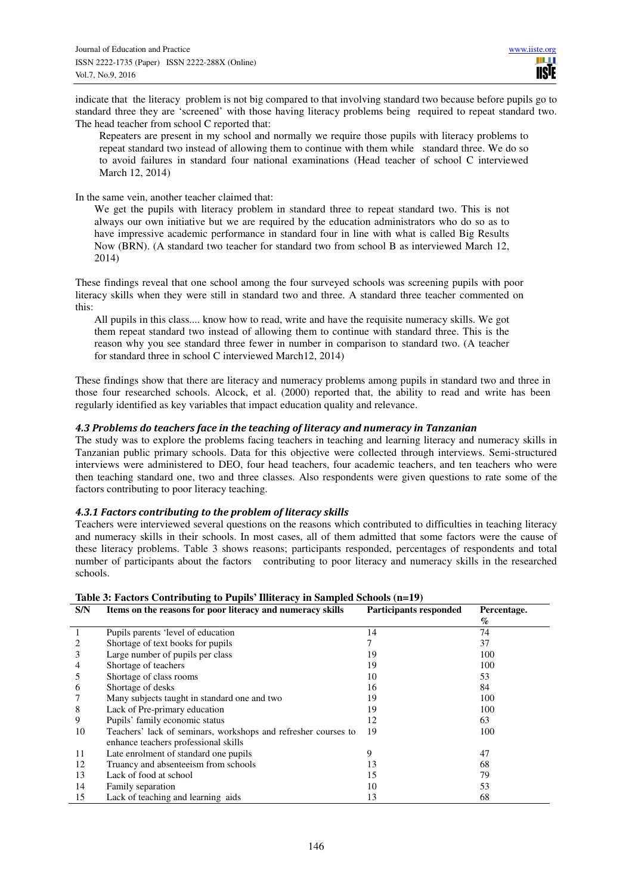indicate that the literacy problem is not big compared to that involving standard two because before pupils go to standard three they are 'screened' with those having literacy problems being required to repeat standard two. The head teacher from school C reported that:

> Repeaters are present in my school and normally we require those pupils with literacy problems to repeat standard two instead of allowing them to continue with them while standard three. We do so to avoid failures in standard four national examinations (Head teacher of school C interviewed March 12, 2014)

In the same vein, another teacher claimed that:

> We get the pupils with literacy problem in standard three to repeat standard two. This is not always our own initiative but we are required by the education administrators who do so as to have impressive academic performance in standard four in line with what is called Big Results Now (BRN). (A standard two teacher for standard two from school B as interviewed March 12, 2014)

These findings reveal that one school among the four surveyed schools was screening pupils with poor literacy skills when they were still in standard two and three. A standard three teacher commented on this:

> All pupils in this class.... know how to read, write and have the requisite numeracy skills. We got them repeat standard two instead of allowing them to continue with standard three. This is the reason why you see standard three fewer in number in comparison to standard two. (A teacher for standard three in school C interviewed March12, 2014)

These findings show that there are literacy and numeracy problems among pupils in standard two and three in those four researched schools. Alcock, et al. (2000) reported that, the ability to read and write has been regularly identified as key variables that impact education quality and relevance.

### *4.3 Problems do teachers face in the teaching of literacy and numeracy in Tanzanian*

The study was to explore the problems facing teachers in teaching and learning literacy and numeracy skills in Tanzanian public primary schools. Data for this objective were collected through interviews. Semi-structured interviews were administered to DEO, four head teachers, four academic teachers, and ten teachers who were then teaching standard one, two and three classes. Also respondents were given questions to rate some of the factors contributing to poor literacy teaching.

#### *4.3.1 Factors contributing to the problem of literacy skills*

Teachers were interviewed several questions on the reasons which contributed to difficulties in teaching literacy and numeracy skills in their schools. In most cases, all of them admitted that some factors were the cause of these literacy problems. Table 3 shows reasons; participants responded, percentages of respondents and total number of participants about the factors contributing to poor literacy and numeracy skills in the researched schools.

**Table 3: Factors Contributing to Pupils' Illiteracy in Sampled Schools (n=19)**

| S/N | Items on the reasons for poor literacy and numeracy skills | Participants responded | Percentage. % |
|---|---|---|---|
| 1 | Pupils parents 'level of education | 14 | 74 |
| 2 | Shortage of text books for pupils | 7 | 37 |
| 3 | Large number of pupils per class | 19 | 100 |
| 4 | Shortage of teachers | 19 | 100 |
| 5 | Shortage of class rooms | 10 | 53 |
| 6 | Shortage of desks | 16 | 84 |
| 7 | Many subjects taught in standard one and two | 19 | 100 |
| 8 | Lack of Pre-primary education | 19 | 100 |
| 9 | Pupils' family economic status | 12 | 63 |
| 10 | Teachers' lack of seminars, workshops and refresher courses to enhance teachers professional skills | 19 | 100 |
| 11 | Late enrolment of standard one pupils | 9 | 47 |
| 12 | Truancy and absenteeism from schools | 13 | 68 |
| 13 | Lack of food at school | 15 | 79 |
| 14 | Family separation | 10 | 53 |
| 15 | Lack of teaching and learning aids | 13 | 68 |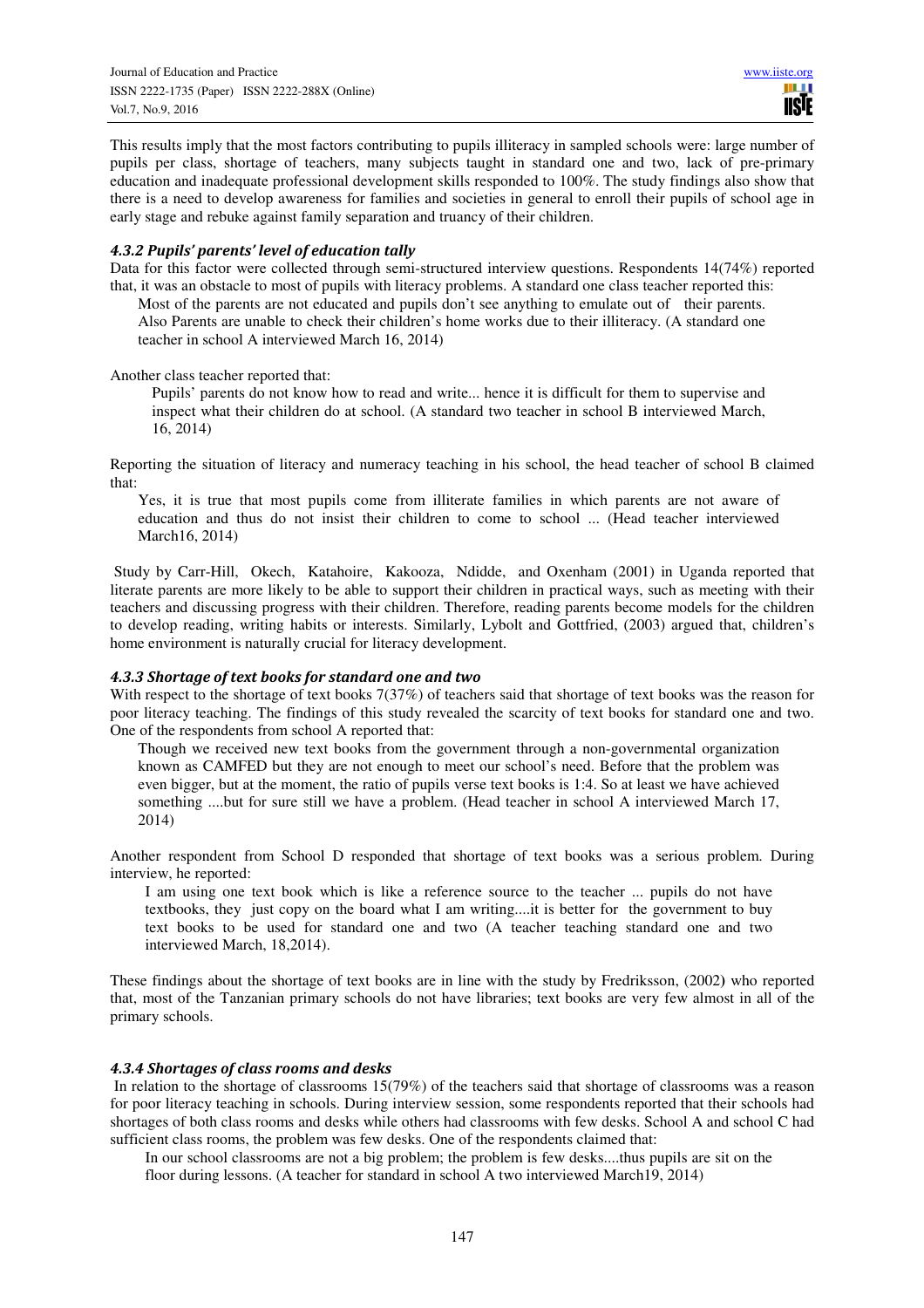This results imply that the most factors contributing to pupils illiteracy in sampled schools were: large number of pupils per class, shortage of teachers, many subjects taught in standard one and two, lack of pre-primary education and inadequate professional development skills responded to 100%. The study findings also show that there is a need to develop awareness for families and societies in general to enroll their pupils of school age in early stage and rebuke against family separation and truancy of their children.

#### *4.3.2 Pupils' parents' level of education tally*

Data for this factor were collected through semi-structured interview questions. Respondents 14(74%) reported that, it was an obstacle to most of pupils with literacy problems. A standard one class teacher reported this:

> Most of the parents are not educated and pupils don't see anything to emulate out of their parents. Also Parents are unable to check their children's home works due to their illiteracy. (A standard one teacher in school A interviewed March 16, 2014)

Another class teacher reported that:

> Pupils' parents do not know how to read and write... hence it is difficult for them to supervise and inspect what their children do at school. (A standard two teacher in school B interviewed March, 16, 2014)

Reporting the situation of literacy and numeracy teaching in his school, the head teacher of school B claimed that:

> Yes, it is true that most pupils come from illiterate families in which parents are not aware of education and thus do not insist their children to come to school ... (Head teacher interviewed March16, 2014)

Study by Carr-Hill, Okech, Katahoire, Kakooza, Ndidde, and Oxenham (2001) in Uganda reported that literate parents are more likely to be able to support their children in practical ways, such as meeting with their teachers and discussing progress with their children. Therefore, reading parents become models for the children to develop reading, writing habits or interests. Similarly, Lybolt and Gottfried, (2003) argued that, children's home environment is naturally crucial for literacy development.

#### *4.3.3 Shortage of text books for standard one and two*

With respect to the shortage of text books 7(37%) of teachers said that shortage of text books was the reason for poor literacy teaching. The findings of this study revealed the scarcity of text books for standard one and two. One of the respondents from school A reported that:

> Though we received new text books from the government through a non-governmental organization known as CAMFED but they are not enough to meet our school's need. Before that the problem was even bigger, but at the moment, the ratio of pupils verse text books is 1:4. So at least we have achieved something ....but for sure still we have a problem. (Head teacher in school A interviewed March 17, 2014)

Another respondent from School D responded that shortage of text books was a serious problem. During interview, he reported:

> I am using one text book which is like a reference source to the teacher ... pupils do not have textbooks, they just copy on the board what I am writing....it is better for the government to buy text books to be used for standard one and two (A teacher teaching standard one and two interviewed March, 18,2014).

These findings about the shortage of text books are in line with the study by Fredriksson, (2002) who reported that, most of the Tanzanian primary schools do not have libraries; text books are very few almost in all of the primary schools.

#### *4.3.4 Shortages of class rooms and desks*

In relation to the shortage of classrooms 15(79%) of the teachers said that shortage of classrooms was a reason for poor literacy teaching in schools. During interview session, some respondents reported that their schools had shortages of both class rooms and desks while others had classrooms with few desks. School A and school C had sufficient class rooms, the problem was few desks. One of the respondents claimed that:

> In our school classrooms are not a big problem; the problem is few desks....thus pupils are sit on the floor during lessons. (A teacher for standard in school A two interviewed March19, 2014)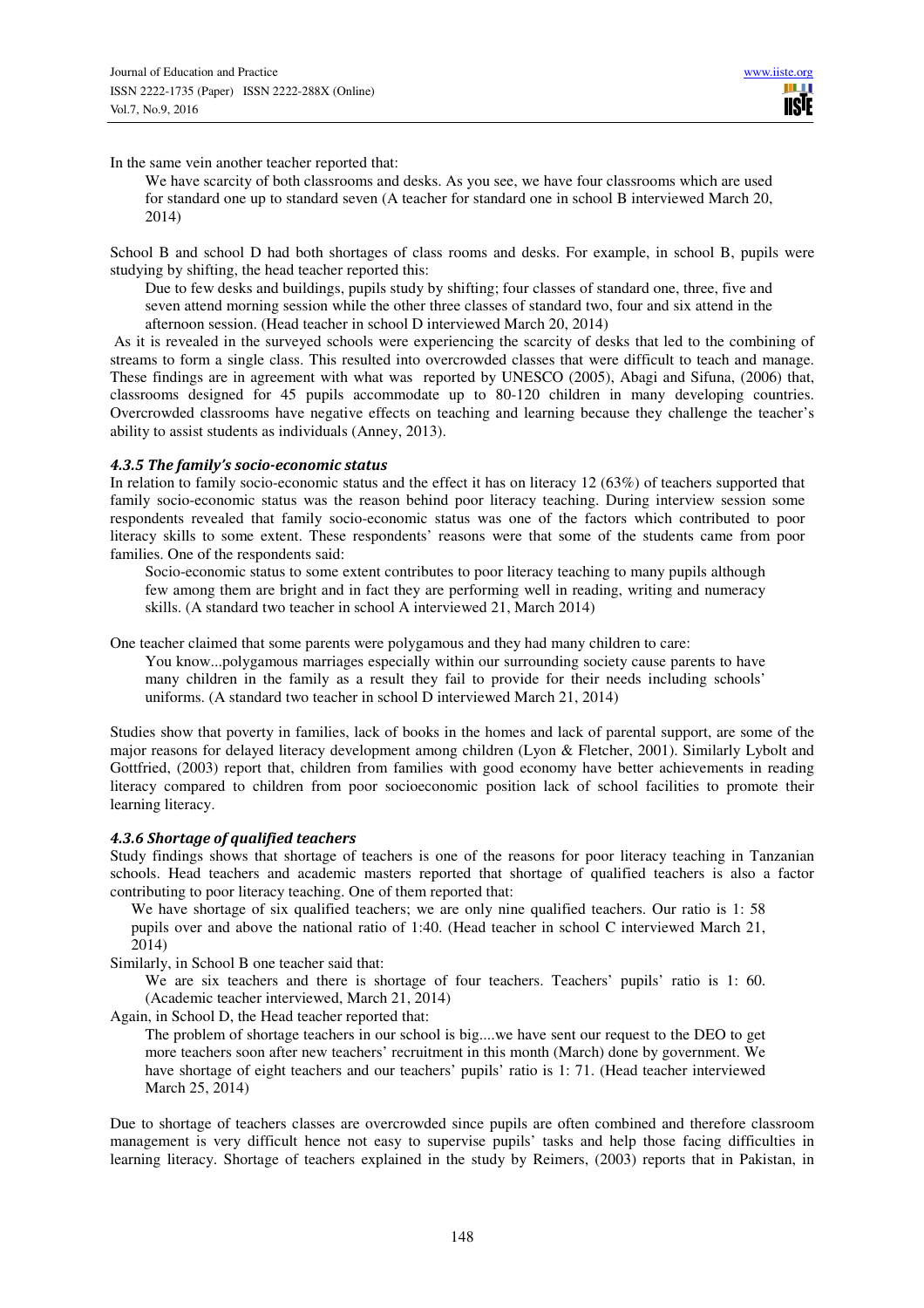In the same vein another teacher reported that:

> We have scarcity of both classrooms and desks. As you see, we have four classrooms which are used for standard one up to standard seven (A teacher for standard one in school B interviewed March 20, 2014)

School B and school D had both shortages of class rooms and desks. For example, in school B, pupils were studying by shifting, the head teacher reported this:

> Due to few desks and buildings, pupils study by shifting; four classes of standard one, three, five and seven attend morning session while the other three classes of standard two, four and six attend in the afternoon session. (Head teacher in school D interviewed March 20, 2014)

As it is revealed in the surveyed schools were experiencing the scarcity of desks that led to the combining of streams to form a single class. This resulted into overcrowded classes that were difficult to teach and manage. These findings are in agreement with what was reported by UNESCO (2005), Abagi and Sifuna, (2006) that, classrooms designed for 45 pupils accommodate up to 80-120 children in many developing countries. Overcrowded classrooms have negative effects on teaching and learning because they challenge the teacher's ability to assist students as individuals (Anney, 2013).

#### *4.3.5 The family's socio-economic status*

In relation to family socio-economic status and the effect it has on literacy 12 (63%) of teachers supported that family socio-economic status was the reason behind poor literacy teaching. During interview session some respondents revealed that family socio-economic status was one of the factors which contributed to poor literacy skills to some extent. These respondents' reasons were that some of the students came from poor families. One of the respondents said:

> Socio-economic status to some extent contributes to poor literacy teaching to many pupils although few among them are bright and in fact they are performing well in reading, writing and numeracy skills. (A standard two teacher in school A interviewed 21, March 2014)

One teacher claimed that some parents were polygamous and they had many children to care:

> You know...polygamous marriages especially within our surrounding society cause parents to have many children in the family as a result they fail to provide for their needs including schools' uniforms. (A standard two teacher in school D interviewed March 21, 2014)

Studies show that poverty in families, lack of books in the homes and lack of parental support, are some of the major reasons for delayed literacy development among children (Lyon & Fletcher, 2001). Similarly Lybolt and Gottfried, (2003) report that, children from families with good economy have better achievements in reading literacy compared to children from poor socioeconomic position lack of school facilities to promote their learning literacy.

#### *4.3.6 Shortage of qualified teachers*

Study findings shows that shortage of teachers is one of the reasons for poor literacy teaching in Tanzanian schools. Head teachers and academic masters reported that shortage of qualified teachers is also a factor contributing to poor literacy teaching. One of them reported that:

> We have shortage of six qualified teachers; we are only nine qualified teachers. Our ratio is 1: 58 pupils over and above the national ratio of 1:40. (Head teacher in school C interviewed March 21, 2014)

Similarly, in School B one teacher said that:

> We are six teachers and there is shortage of four teachers. Teachers' pupils' ratio is 1: 60. (Academic teacher interviewed, March 21, 2014)

Again, in School D, the Head teacher reported that:

> The problem of shortage teachers in our school is big....we have sent our request to the DEO to get more teachers soon after new teachers' recruitment in this month (March) done by government. We have shortage of eight teachers and our teachers' pupils' ratio is 1: 71. (Head teacher interviewed March 25, 2014)

Due to shortage of teachers classes are overcrowded since pupils are often combined and therefore classroom management is very difficult hence not easy to supervise pupils' tasks and help those facing difficulties in learning literacy. Shortage of teachers explained in the study by Reimers, (2003) reports that in Pakistan, in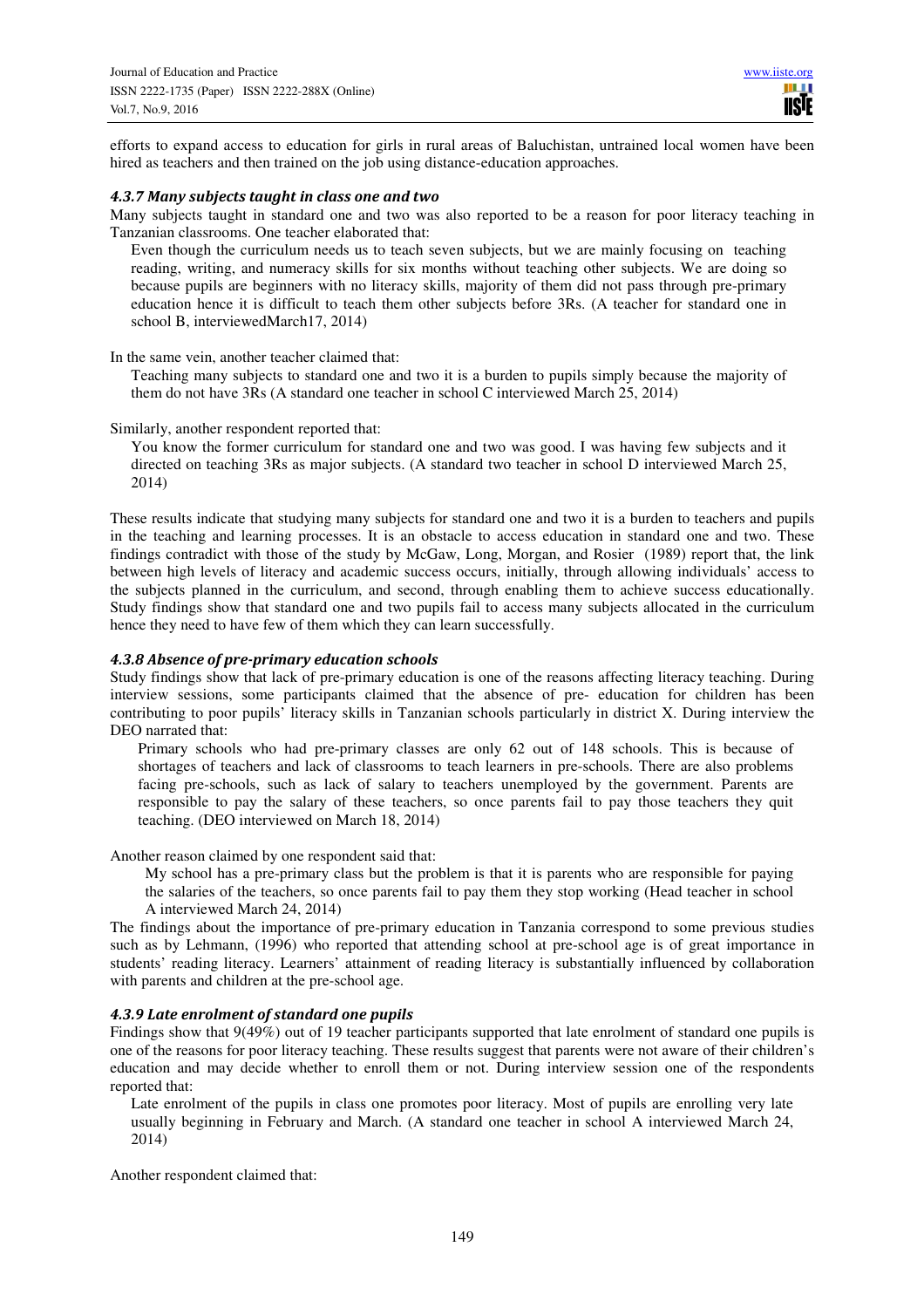efforts to expand access to education for girls in rural areas of Baluchistan, untrained local women have been hired as teachers and then trained on the job using distance-education approaches.

### *4.3.7 Many subjects taught in class one and two*

Many subjects taught in standard one and two was also reported to be a reason for poor literacy teaching in Tanzanian classrooms. One teacher elaborated that:

> Even though the curriculum needs us to teach seven subjects, but we are mainly focusing on teaching reading, writing, and numeracy skills for six months without teaching other subjects. We are doing so because pupils are beginners with no literacy skills, majority of them did not pass through pre-primary education hence it is difficult to teach them other subjects before 3Rs. (A teacher for standard one in school B, interviewedMarch17, 2014)

In the same vein, another teacher claimed that:

> Teaching many subjects to standard one and two it is a burden to pupils simply because the majority of them do not have 3Rs (A standard one teacher in school C interviewed March 25, 2014)

Similarly, another respondent reported that:

> You know the former curriculum for standard one and two was good. I was having few subjects and it directed on teaching 3Rs as major subjects. (A standard two teacher in school D interviewed March 25, 2014)

These results indicate that studying many subjects for standard one and two it is a burden to teachers and pupils in the teaching and learning processes. It is an obstacle to access education in standard one and two. These findings contradict with those of the study by McGaw, Long, Morgan, and Rosier (1989) report that, the link between high levels of literacy and academic success occurs, initially, through allowing individuals' access to the subjects planned in the curriculum, and second, through enabling them to achieve success educationally. Study findings show that standard one and two pupils fail to access many subjects allocated in the curriculum hence they need to have few of them which they can learn successfully.

### *4.3.8 Absence of pre-primary education schools*

Study findings show that lack of pre-primary education is one of the reasons affecting literacy teaching. During interview sessions, some participants claimed that the absence of pre- education for children has been contributing to poor pupils' literacy skills in Tanzanian schools particularly in district X. During interview the DEO narrated that:

> Primary schools who had pre-primary classes are only 62 out of 148 schools. This is because of shortages of teachers and lack of classrooms to teach learners in pre-schools. There are also problems facing pre-schools, such as lack of salary to teachers unemployed by the government. Parents are responsible to pay the salary of these teachers, so once parents fail to pay those teachers they quit teaching. (DEO interviewed on March 18, 2014)

Another reason claimed by one respondent said that:

> My school has a pre-primary class but the problem is that it is parents who are responsible for paying the salaries of the teachers, so once parents fail to pay them they stop working (Head teacher in school A interviewed March 24, 2014)

The findings about the importance of pre-primary education in Tanzania correspond to some previous studies such as by Lehmann, (1996) who reported that attending school at pre-school age is of great importance in students' reading literacy. Learners' attainment of reading literacy is substantially influenced by collaboration with parents and children at the pre-school age.

### *4.3.9 Late enrolment of standard one pupils*

Findings show that 9(49%) out of 19 teacher participants supported that late enrolment of standard one pupils is one of the reasons for poor literacy teaching. These results suggest that parents were not aware of their children's education and may decide whether to enroll them or not. During interview session one of the respondents reported that:

> Late enrolment of the pupils in class one promotes poor literacy. Most of pupils are enrolling very late usually beginning in February and March. (A standard one teacher in school A interviewed March 24, 2014)

Another respondent claimed that: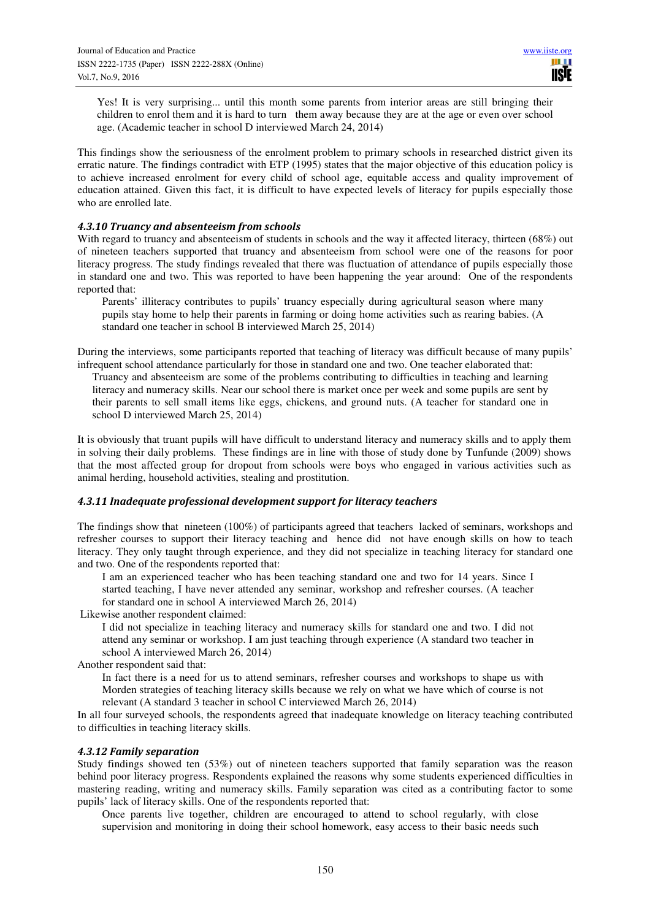> Yes! It is very surprising... until this month some parents from interior areas are still bringing their children to enrol them and it is hard to turn them away because they are at the age or even over school age. (Academic teacher in school D interviewed March 24, 2014)

This findings show the seriousness of the enrolment problem to primary schools in researched district given its erratic nature. The findings contradict with ETP (1995) states that the major objective of this education policy is to achieve increased enrolment for every child of school age, equitable access and quality improvement of education attained. Given this fact, it is difficult to have expected levels of literacy for pupils especially those who are enrolled late.

#### *4.3.10 Truancy and absenteeism from schools*

With regard to truancy and absenteeism of students in schools and the way it affected literacy, thirteen (68%) out of nineteen teachers supported that truancy and absenteeism from school were one of the reasons for poor literacy progress. The study findings revealed that there was fluctuation of attendance of pupils especially those in standard one and two. This was reported to have been happening the year around: One of the respondents reported that:

> Parents' illiteracy contributes to pupils' truancy especially during agricultural season where many pupils stay home to help their parents in farming or doing home activities such as rearing babies. (A standard one teacher in school B interviewed March 25, 2014)

During the interviews, some participants reported that teaching of literacy was difficult because of many pupils' infrequent school attendance particularly for those in standard one and two. One teacher elaborated that:

> Truancy and absenteeism are some of the problems contributing to difficulties in teaching and learning literacy and numeracy skills. Near our school there is market once per week and some pupils are sent by their parents to sell small items like eggs, chickens, and ground nuts. (A teacher for standard one in school D interviewed March 25, 2014)

It is obviously that truant pupils will have difficult to understand literacy and numeracy skills and to apply them in solving their daily problems. These findings are in line with those of study done by Tunfunde (2009) shows that the most affected group for dropout from schools were boys who engaged in various activities such as animal herding, household activities, stealing and prostitution.

#### *4.3.11 Inadequate professional development support for literacy teachers*

The findings show that nineteen (100%) of participants agreed that teachers lacked of seminars, workshops and refresher courses to support their literacy teaching and hence did not have enough skills on how to teach literacy. They only taught through experience, and they did not specialize in teaching literacy for standard one and two. One of the respondents reported that:

> I am an experienced teacher who has been teaching standard one and two for 14 years. Since I started teaching, I have never attended any seminar, workshop and refresher courses. (A teacher for standard one in school A interviewed March 26, 2014)

Likewise another respondent claimed:

> I did not specialize in teaching literacy and numeracy skills for standard one and two. I did not attend any seminar or workshop. I am just teaching through experience (A standard two teacher in school A interviewed March 26, 2014)

Another respondent said that:

> In fact there is a need for us to attend seminars, refresher courses and workshops to shape us with Morden strategies of teaching literacy skills because we rely on what we have which of course is not relevant (A standard 3 teacher in school C interviewed March 26, 2014)

In all four surveyed schools, the respondents agreed that inadequate knowledge on literacy teaching contributed to difficulties in teaching literacy skills.

#### *4.3.12 Family separation*

Study findings showed ten (53%) out of nineteen teachers supported that family separation was the reason behind poor literacy progress. Respondents explained the reasons why some students experienced difficulties in mastering reading, writing and numeracy skills. Family separation was cited as a contributing factor to some pupils' lack of literacy skills. One of the respondents reported that:

> Once parents live together, children are encouraged to attend to school regularly, with close supervision and monitoring in doing their school homework, easy access to their basic needs such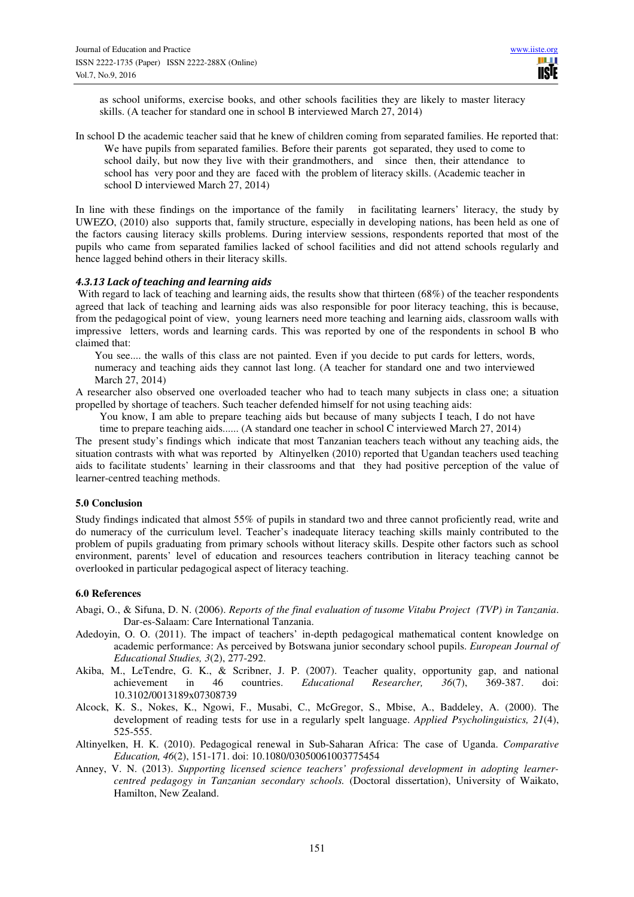as school uniforms, exercise books, and other schools facilities they are likely to master literacy skills. (A teacher for standard one in school B interviewed March 27, 2014)

In school D the academic teacher said that he knew of children coming from separated families. He reported that:

> We have pupils from separated families. Before their parents got separated, they used to come to school daily, but now they live with their grandmothers, and since then, their attendance to school has very poor and they are faced with the problem of literacy skills. (Academic teacher in school D interviewed March 27, 2014)

In line with these findings on the importance of the family in facilitating learners' literacy, the study by UWEZO, (2010) also supports that, family structure, especially in developing nations, has been held as one of the factors causing literacy skills problems. During interview sessions, respondents reported that most of the pupils who came from separated families lacked of school facilities and did not attend schools regularly and hence lagged behind others in their literacy skills.

#### *4.3.13 Lack of teaching and learning aids*

With regard to lack of teaching and learning aids, the results show that thirteen (68%) of the teacher respondents agreed that lack of teaching and learning aids was also responsible for poor literacy teaching, this is because, from the pedagogical point of view, young learners need more teaching and learning aids, classroom walls with impressive letters, words and learning cards. This was reported by one of the respondents in school B who claimed that:

> You see.... the walls of this class are not painted. Even if you decide to put cards for letters, words, numeracy and teaching aids they cannot last long. (A teacher for standard one and two interviewed March 27, 2014)

A researcher also observed one overloaded teacher who had to teach many subjects in class one; a situation propelled by shortage of teachers. Such teacher defended himself for not using teaching aids:

> You know, I am able to prepare teaching aids but because of many subjects I teach, I do not have time to prepare teaching aids...... (A standard one teacher in school C interviewed March 27, 2014)

The present study's findings which indicate that most Tanzanian teachers teach without any teaching aids, the situation contrasts with what was reported by Altinyelken (2010) reported that Ugandan teachers used teaching aids to facilitate students' learning in their classrooms and that they had positive perception of the value of learner-centred teaching methods.

## 5.0 Conclusion

Study findings indicated that almost 55% of pupils in standard two and three cannot proficiently read, write and do numeracy of the curriculum level. Teacher's inadequate literacy teaching skills mainly contributed to the problem of pupils graduating from primary schools without literacy skills. Despite other factors such as school environment, parents' level of education and resources teachers contribution in literacy teaching cannot be overlooked in particular pedagogical aspect of literacy teaching.

## 6.0 References

Abagi, O., & Sifuna, D. N. (2006). *Reports of the final evaluation of tusome Vitabu Project (TVP) in Tanzania*. Dar-es-Salaam: Care International Tanzania.

Adedoyin, O. O. (2011). The impact of teachers' in-depth pedagogical mathematical content knowledge on academic performance: As perceived by Botswana junior secondary school pupils. *European Journal of Educational Studies, 3*(2), 277-292.

Akiba, M., LeTendre, G. K., & Scribner, J. P. (2007). Teacher quality, opportunity gap, and national achievement in 46 countries. *Educational Researcher, 36*(7), 369-387. doi: 10.3102/0013189x07308739

Alcock, K. S., Nokes, K., Ngowi, F., Musabi, C., McGregor, S., Mbise, A., Baddeley, A. (2000). The development of reading tests for use in a regularly spelt language. *Applied Psycholinguistics, 21*(4), 525-555.

Altinyelken, H. K. (2010). Pedagogical renewal in Sub-Saharan Africa: The case of Uganda. *Comparative Education, 46*(2), 151-171. doi: 10.1080/03050061003775454

Anney, V. N. (2013). *Supporting licensed science teachers' professional development in adopting learner-centred pedagogy in Tanzanian secondary schools.* (Doctoral dissertation), University of Waikato, Hamilton, New Zealand.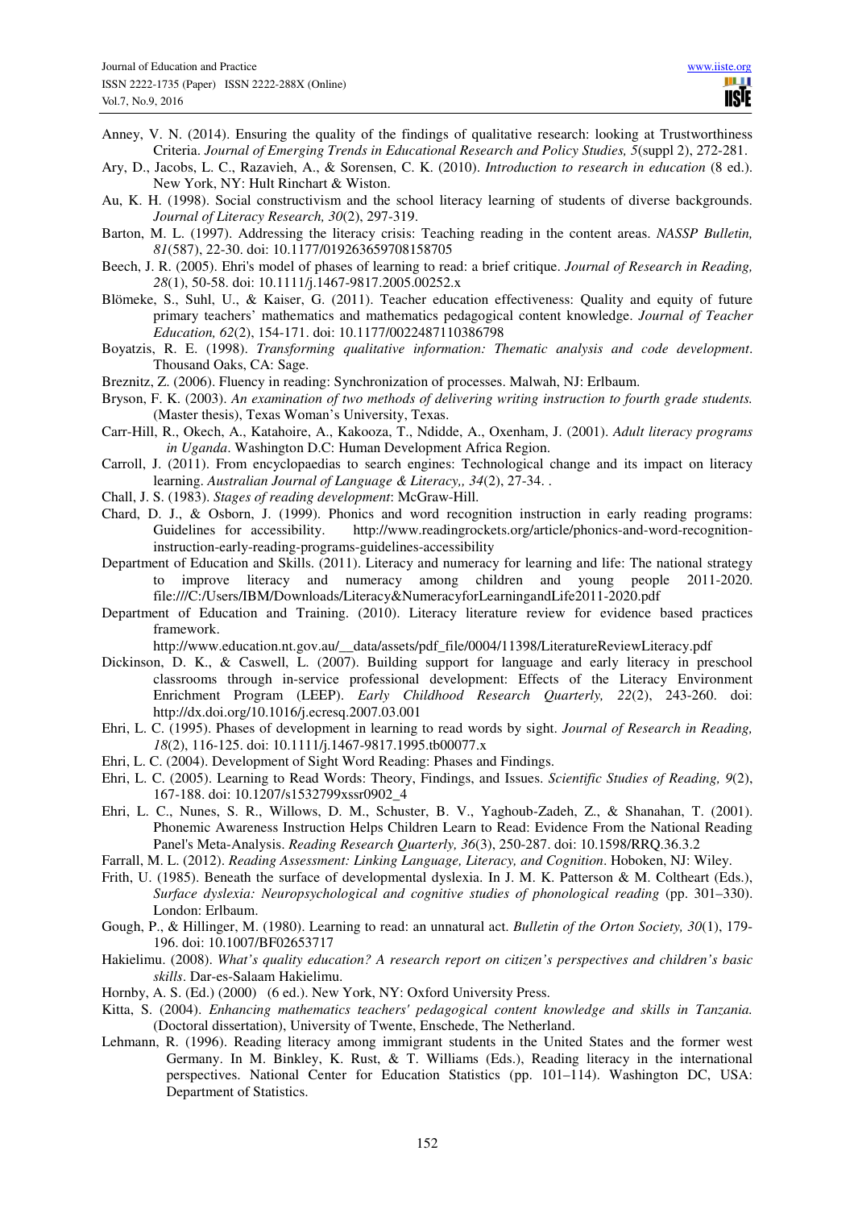Anney, V. N. (2014). Ensuring the quality of the findings of qualitative research: looking at Trustworthiness Criteria. *Journal of Emerging Trends in Educational Research and Policy Studies, 5*(suppl 2), 272-281.

Ary, D., Jacobs, L. C., Razavieh, A., & Sorensen, C. K. (2010). *Introduction to research in education* (8 ed.). New York, NY: Hult Rinchart & Wiston.

Au, K. H. (1998). Social constructivism and the school literacy learning of students of diverse backgrounds. *Journal of Literacy Research, 30*(2), 297-319.

Barton, M. L. (1997). Addressing the literacy crisis: Teaching reading in the content areas. *NASSP Bulletin, 81*(587), 22-30. doi: 10.1177/019263659708158705

Beech, J. R. (2005). Ehri's model of phases of learning to read: a brief critique. *Journal of Research in Reading, 28*(1), 50-58. doi: 10.1111/j.1467-9817.2005.00252.x

Blömeke, S., Suhl, U., & Kaiser, G. (2011). Teacher education effectiveness: Quality and equity of future primary teachers' mathematics and mathematics pedagogical content knowledge. *Journal of Teacher Education, 62*(2), 154-171. doi: 10.1177/0022487110386798

Boyatzis, R. E. (1998). *Transforming qualitative information: Thematic analysis and code development*. Thousand Oaks, CA: Sage.

Breznitz, Z. (2006). Fluency in reading: Synchronization of processes. Malwah, NJ: Erlbaum.

Bryson, F. K. (2003). *An examination of two methods of delivering writing instruction to fourth grade students.* (Master thesis), Texas Woman's University, Texas.

Carr-Hill, R., Okech, A., Katahoire, A., Kakooza, T., Ndidde, A., Oxenham, J. (2001). *Adult literacy programs in Uganda*. Washington D.C: Human Development Africa Region.

Carroll, J. (2011). From encyclopaedias to search engines: Technological change and its impact on literacy learning. *Australian Journal of Language & Literacy,, 34*(2), 27-34. .

Chall, J. S. (1983). *Stages of reading development*: McGraw-Hill.

Chard, D. J., & Osborn, J. (1999). Phonics and word recognition instruction in early reading programs: Guidelines for accessibility. http://www.readingrockets.org/article/phonics-and-word-recognition-instruction-early-reading-programs-guidelines-accessibility

Department of Education and Skills. (2011). Literacy and numeracy for learning and life: The national strategy to improve literacy and numeracy among children and young people 2011-2020. file:///C:/Users/IBM/Downloads/Literacy&NumeracyforLearningandLife2011-2020.pdf

Department of Education and Training. (2010). Literacy literature review for evidence based practices framework. http://www.education.nt.gov.au/__data/assets/pdf_file/0004/11398/LiteratureReviewLiteracy.pdf

Dickinson, D. K., & Caswell, L. (2007). Building support for language and early literacy in preschool classrooms through in-service professional development: Effects of the Literacy Environment Enrichment Program (LEEP). *Early Childhood Research Quarterly, 22*(2), 243-260. doi: http://dx.doi.org/10.1016/j.ecresq.2007.03.001

Ehri, L. C. (1995). Phases of development in learning to read words by sight. *Journal of Research in Reading, 18*(2), 116-125. doi: 10.1111/j.1467-9817.1995.tb00077.x

Ehri, L. C. (2004). Development of Sight Word Reading: Phases and Findings.

Ehri, L. C. (2005). Learning to Read Words: Theory, Findings, and Issues. *Scientific Studies of Reading, 9*(2), 167-188. doi: 10.1207/s1532799xssr0902_4

Ehri, L. C., Nunes, S. R., Willows, D. M., Schuster, B. V., Yaghoub-Zadeh, Z., & Shanahan, T. (2001). Phonemic Awareness Instruction Helps Children Learn to Read: Evidence From the National Reading Panel's Meta-Analysis. *Reading Research Quarterly, 36*(3), 250-287. doi: 10.1598/RRQ.36.3.2

Farrall, M. L. (2012). *Reading Assessment: Linking Language, Literacy, and Cognition*. Hoboken, NJ: Wiley.

Frith, U. (1985). Beneath the surface of developmental dyslexia. In J. M. K. Patterson & M. Coltheart (Eds.), *Surface dyslexia: Neuropsychological and cognitive studies of phonological reading* (pp. 301–330). London: Erlbaum.

Gough, P., & Hillinger, M. (1980). Learning to read: an unnatural act. *Bulletin of the Orton Society, 30*(1), 179-196. doi: 10.1007/BF02653717

Hakielimu. (2008). *What's quality education? A research report on citizen's perspectives and children's basic skills*. Dar-es-Salaam Hakielimu.

Hornby, A. S. (Ed.) (2000) (6 ed.). New York, NY: Oxford University Press.

Kitta, S. (2004). *Enhancing mathematics teachers' pedagogical content knowledge and skills in Tanzania.* (Doctoral dissertation), University of Twente, Enschede, The Netherland.

Lehmann, R. (1996). Reading literacy among immigrant students in the United States and the former west Germany. In M. Binkley, K. Rust, & T. Williams (Eds.), Reading literacy in the international perspectives. National Center for Education Statistics (pp. 101–114). Washington DC, USA: Department of Statistics.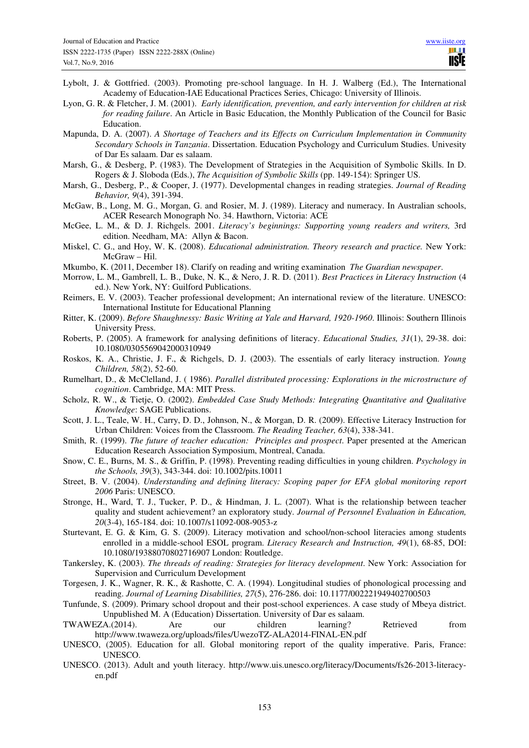Lybolt, J. & Gottfried. (2003). Promoting pre-school language. In H. J. Walberg (Ed.), The International Academy of Education-IAE Educational Practices Series, Chicago: University of Illinois.

Lyon, G. R. & Fletcher, J. M. (2001). *Early identification, prevention, and early intervention for children at risk for reading failure*. An Article in Basic Education, the Monthly Publication of the Council for Basic Education.

Mapunda, D. A. (2007). *A Shortage of Teachers and its Effects on Curriculum Implementation in Community Secondary Schools in Tanzania*. Dissertation. Education Psychology and Curriculum Studies. Univesity of Dar Es salaam. Dar es salaam.

Marsh, G., & Desberg, P. (1983). The Development of Strategies in the Acquisition of Symbolic Skills. In D. Rogers & J. Sloboda (Eds.), *The Acquisition of Symbolic Skills* (pp. 149-154): Springer US.

Marsh, G., Desberg, P., & Cooper, J. (1977). Developmental changes in reading strategies. *Journal of Reading Behavior, 9*(4), 391-394.

McGaw, B., Long, M. G., Morgan, G. and Rosier, M. J. (1989). Literacy and numeracy. In Australian schools, ACER Research Monograph No. 34. Hawthorn, Victoria: ACE

McGee, L. M., & D. J. Richgels. 2001. *Literacy's beginnings: Supporting young readers and writers,* 3rd edition. Needham, MA: Allyn & Bacon.

Miskel, C. G., and Hoy, W. K. (2008). *Educational administration. Theory research and practice.* New York: McGraw – Hil.

Mkumbo, K. (2011, December 18). Clarify on reading and writing examination *The Guardian newspaper*.

Morrow, L. M., Gambrell, L. B., Duke, N. K., & Nero, J. R. D. (2011). *Best Practices in Literacy Instruction* (4 ed.). New York, NY: Guilford Publications.

Reimers, E. V. (2003). Teacher professional development; An international review of the literature. UNESCO: International Institute for Educational Planning

Ritter, K. (2009). *Before Shaughnessy: Basic Writing at Yale and Harvard, 1920-1960*. Illinois: Southern Illinois University Press.

Roberts, P. (2005). A framework for analysing definitions of literacy. *Educational Studies, 31*(1), 29-38. doi: 10.1080/0305569042000310949

Roskos, K. A., Christie, J. F., & Richgels, D. J. (2003). The essentials of early literacy instruction. *Young Children, 58*(2), 52-60.

Rumelhart, D., & McClelland, J. ( 1986). *Parallel distributed processing: Explorations in the microstructure of cognition*. Cambridge, MA: MIT Press.

Scholz, R. W., & Tietje, O. (2002). *Embedded Case Study Methods: Integrating Quantitative and Qualitative Knowledge*: SAGE Publications.

Scott, J. L., Teale, W. H., Carry, D. D., Johnson, N., & Morgan, D. R. (2009). Effective Literacy Instruction for Urban Children: Voices from the Classroom. *The Reading Teacher, 63*(4), 338-341.

Smith, R. (1999). *The future of teacher education: Principles and prospect*. Paper presented at the American Education Research Association Symposium, Montreal, Canada.

Snow, C. E., Burns, M. S., & Griffin, P. (1998). Preventing reading difficulties in young children. *Psychology in the Schools, 39*(3), 343-344. doi: 10.1002/pits.10011

Street, B. V. (2004). *Understanding and defining literacy: Scoping paper for EFA global monitoring report 2006* Paris: UNESCO.

Stronge, H., Ward, T. J., Tucker, P. D., & Hindman, J. L. (2007). What is the relationship between teacher quality and student achievement? an exploratory study. *Journal of Personnel Evaluation in Education, 20*(3-4), 165-184. doi: 10.1007/s11092-008-9053-z

Sturtevant, E. G. & Kim, G. S. (2009). Literacy motivation and school/non-school literacies among students enrolled in a middle-school ESOL program. *Literacy Research and Instruction, 49*(1), 68-85, DOI: 10.1080/19388070802716907 London: Routledge.

Tankersley, K. (2003). *The threads of reading: Strategies for literacy development*. New York: Association for Supervision and Curriculum Development

Torgesen, J. K., Wagner, R. K., & Rashotte, C. A. (1994). Longitudinal studies of phonological processing and reading. *Journal of Learning Disabilities, 27*(5), 276-286. doi: 10.1177/002221949402700503

Tunfunde, S. (2009). Primary school dropout and their post-school experiences. A case study of Mbeya district. Unpublished M. A (Education) Dissertation. University of Dar es salaam.

TWAWEZA.(2014). Are our children learning? Retrieved from http://www.twaweza.org/uploads/files/UwezoTZ-ALA2014-FINAL-EN.pdf

UNESCO, (2005). Education for all. Global monitoring report of the quality imperative. Paris, France: UNESCO.

UNESCO. (2013). Adult and youth literacy. http://www.uis.unesco.org/literacy/Documents/fs26-2013-literacy-en.pdf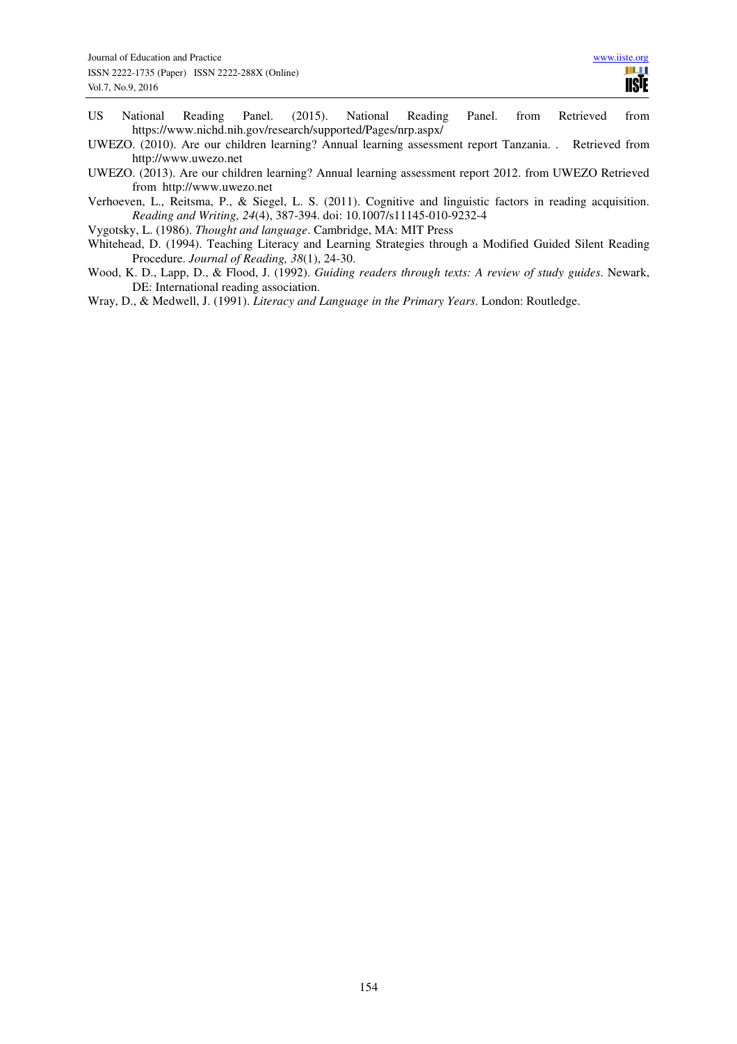US National Reading Panel. (2015). National Reading Panel. from Retrieved from https://www.nichd.nih.gov/research/supported/Pages/nrp.aspx/

UWEZO. (2010). Are our children learning? Annual learning assessment report Tanzania. . Retrieved from http://www.uwezo.net

UWEZO. (2013). Are our children learning? Annual learning assessment report 2012. from UWEZO Retrieved from http://www.uwezo.net

Verhoeven, L., Reitsma, P., & Siegel, L. S. (2011). Cognitive and linguistic factors in reading acquisition. *Reading and Writing, 24*(4), 387-394. doi: 10.1007/s11145-010-9232-4

Vygotsky, L. (1986). *Thought and language*. Cambridge, MA: MIT Press

Whitehead, D. (1994). Teaching Literacy and Learning Strategies through a Modified Guided Silent Reading Procedure. *Journal of Reading, 38*(1), 24-30.

Wood, K. D., Lapp, D., & Flood, J. (1992). *Guiding readers through texts: A review of study guides*. Newark, DE: International reading association.

Wray, D., & Medwell, J. (1991). *Literacy and Language in the Primary Years*. London: Routledge.